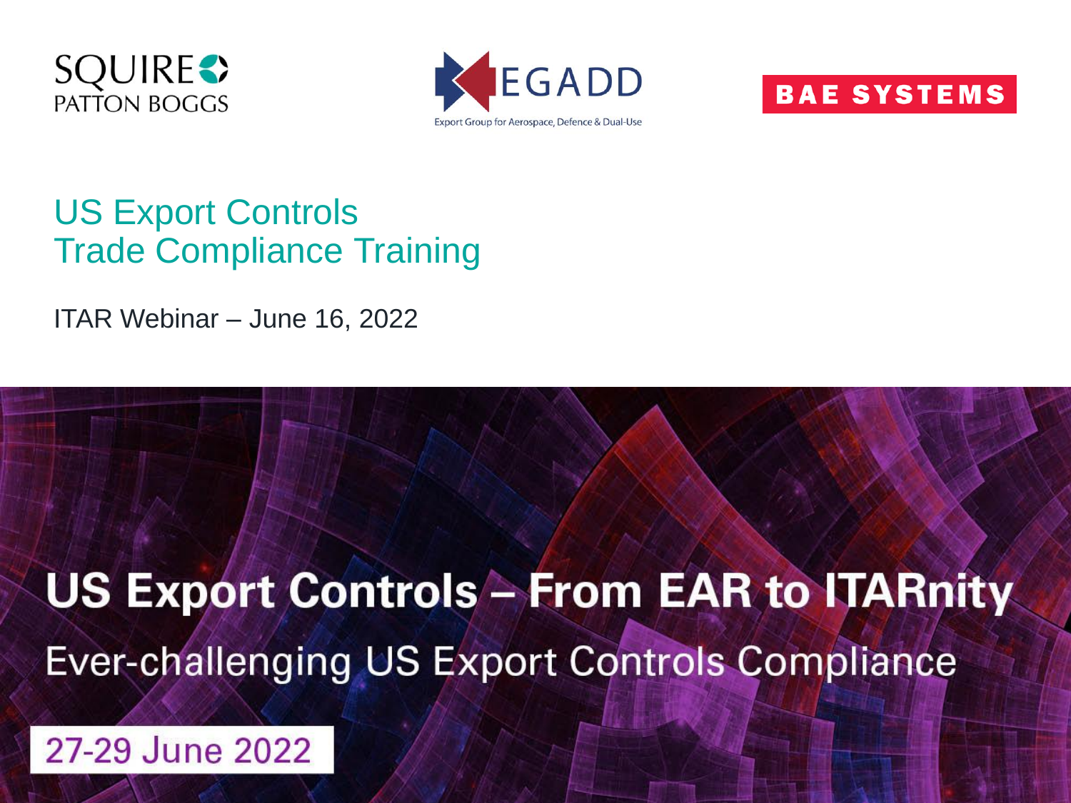SQUIRE PATTON BOGGS

EGADD
Export Group for Aerospace, Defence & Dual-Use

BAE SYSTEMS

# US Export Controls
# Trade Compliance Training

ITAR Webinar – June 16, 2022

## US Export Controls – From EAR to ITARnity

Ever-challenging US Export Controls Compliance

27-29 June 2022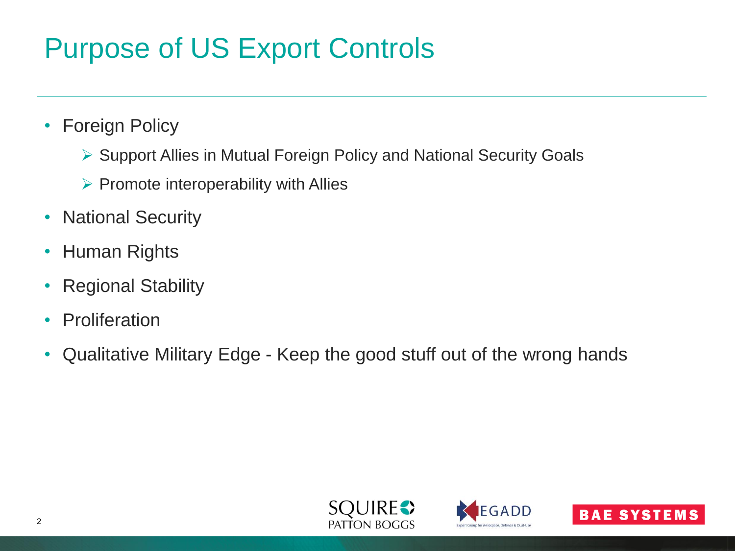# Purpose of US Export Controls

- Foreign Policy
  - Support Allies in Mutual Foreign Policy and National Security Goals
  - Promote interoperability with Allies
- National Security
- Human Rights
- Regional Stability
- Proliferation
- Qualitative Military Edge - Keep the good stuff out of the wrong hands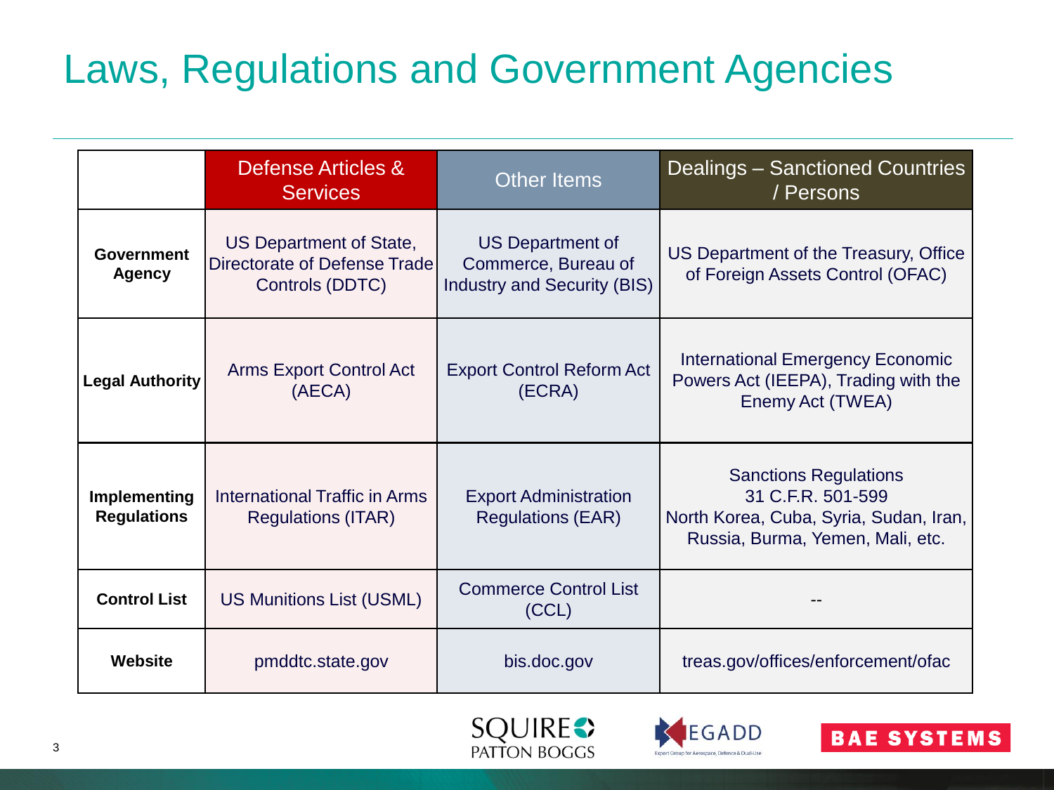# Laws, Regulations and Government Agencies

| | Defense Articles & Services | Other Items | Dealings – Sanctioned Countries / Persons |
|---|---|---|---|
| **Government Agency** | US Department of State, Directorate of Defense Trade Controls (DDTC) | US Department of Commerce, Bureau of Industry and Security (BIS) | US Department of the Treasury, Office of Foreign Assets Control (OFAC) |
| **Legal Authority** | Arms Export Control Act (AECA) | Export Control Reform Act (ECRA) | International Emergency Economic Powers Act (IEEPA), Trading with the Enemy Act (TWEA) |
| **Implementing Regulations** | International Traffic in Arms Regulations (ITAR) | Export Administration Regulations (EAR) | Sanctions Regulations 31 C.F.R. 501-599 North Korea, Cuba, Syria, Sudan, Iran, Russia, Burma, Yemen, Mali, etc. |
| **Control List** | US Munitions List (USML) | Commerce Control List (CCL) | -- |
| **Website** | pmddtc.state.gov | bis.doc.gov | treas.gov/offices/enforcement/ofac |

SQUIRE PATTON BOGGS

EGADD Export Group for Aerospace, Defence & Dual-Use

BAE SYSTEMS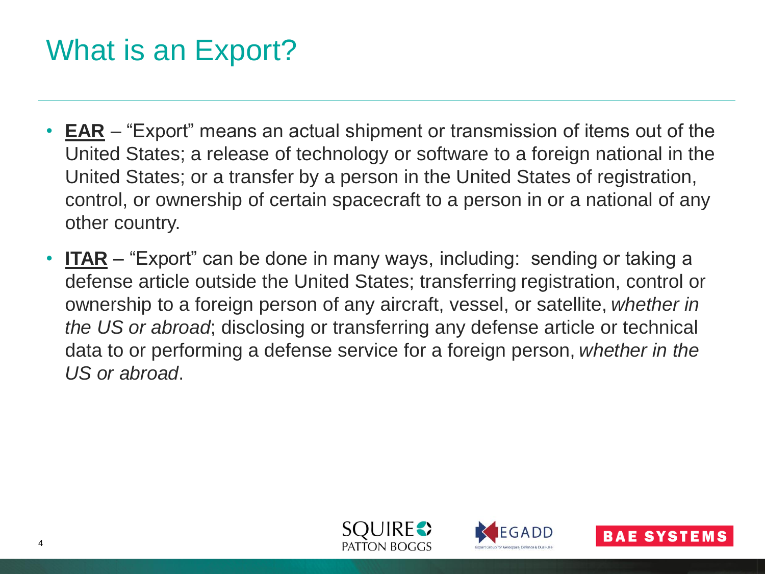# What is an Export?

- **EAR** – "Export" means an actual shipment or transmission of items out of the United States; a release of technology or software to a foreign national in the United States; or a transfer by a person in the United States of registration, control, or ownership of certain spacecraft to a person in or a national of any other country.
- **ITAR** – "Export" can be done in many ways, including: sending or taking a defense article outside the United States; transferring registration, control or ownership to a foreign person of any aircraft, vessel, or satellite, *whether in the US or abroad*; disclosing or transferring any defense article or technical data to or performing a defense service for a foreign person, *whether in the US or abroad*.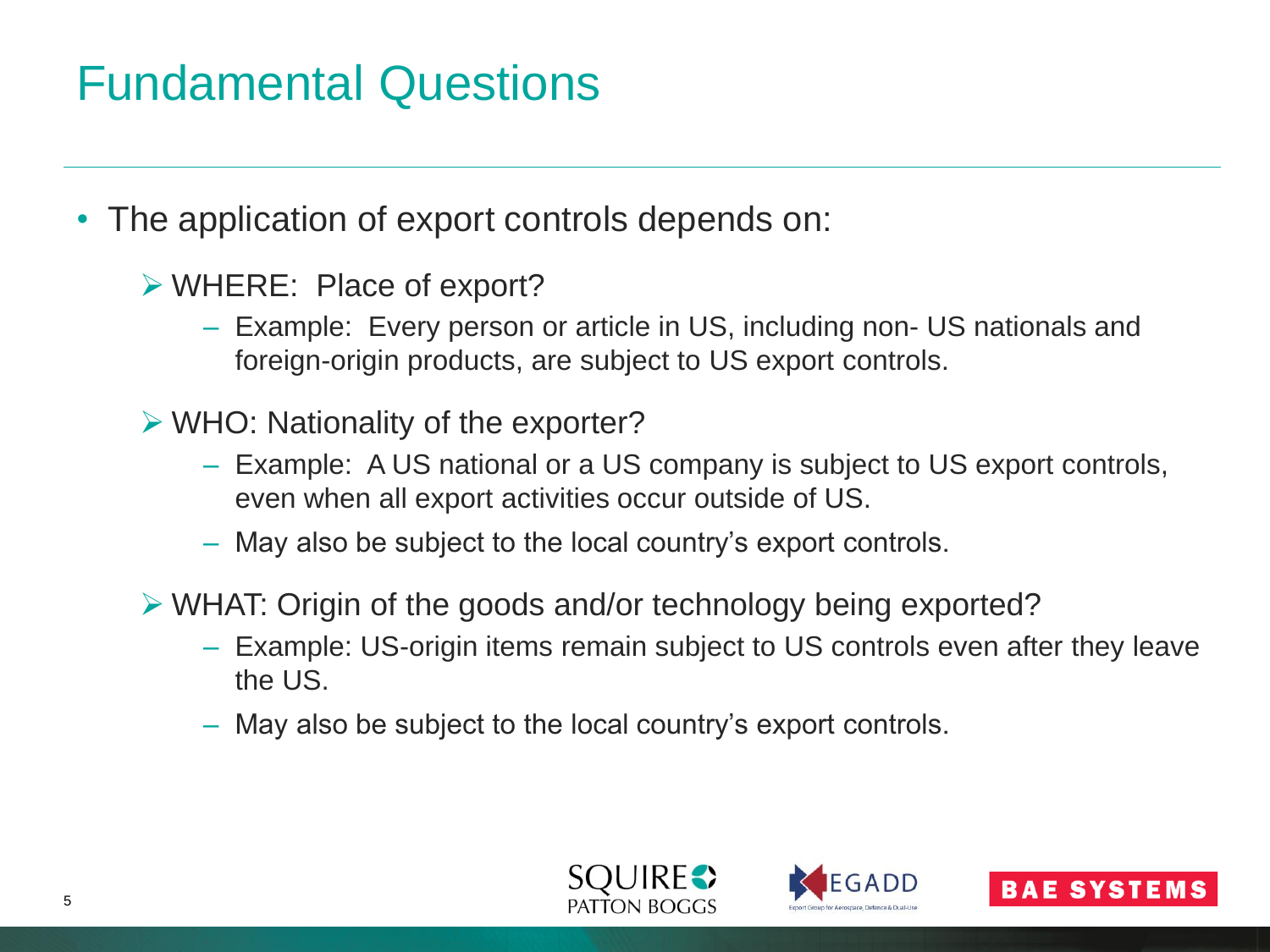# Fundamental Questions

- The application of export controls depends on:
  - WHERE: Place of export?
    - Example: Every person or article in US, including non- US nationals and foreign-origin products, are subject to US export controls.
  - WHO: Nationality of the exporter?
    - Example: A US national or a US company is subject to US export controls, even when all export activities occur outside of US.
    - May also be subject to the local country's export controls.
  - WHAT: Origin of the goods and/or technology being exported?
    - Example: US-origin items remain subject to US controls even after they leave the US.
    - May also be subject to the local country's export controls.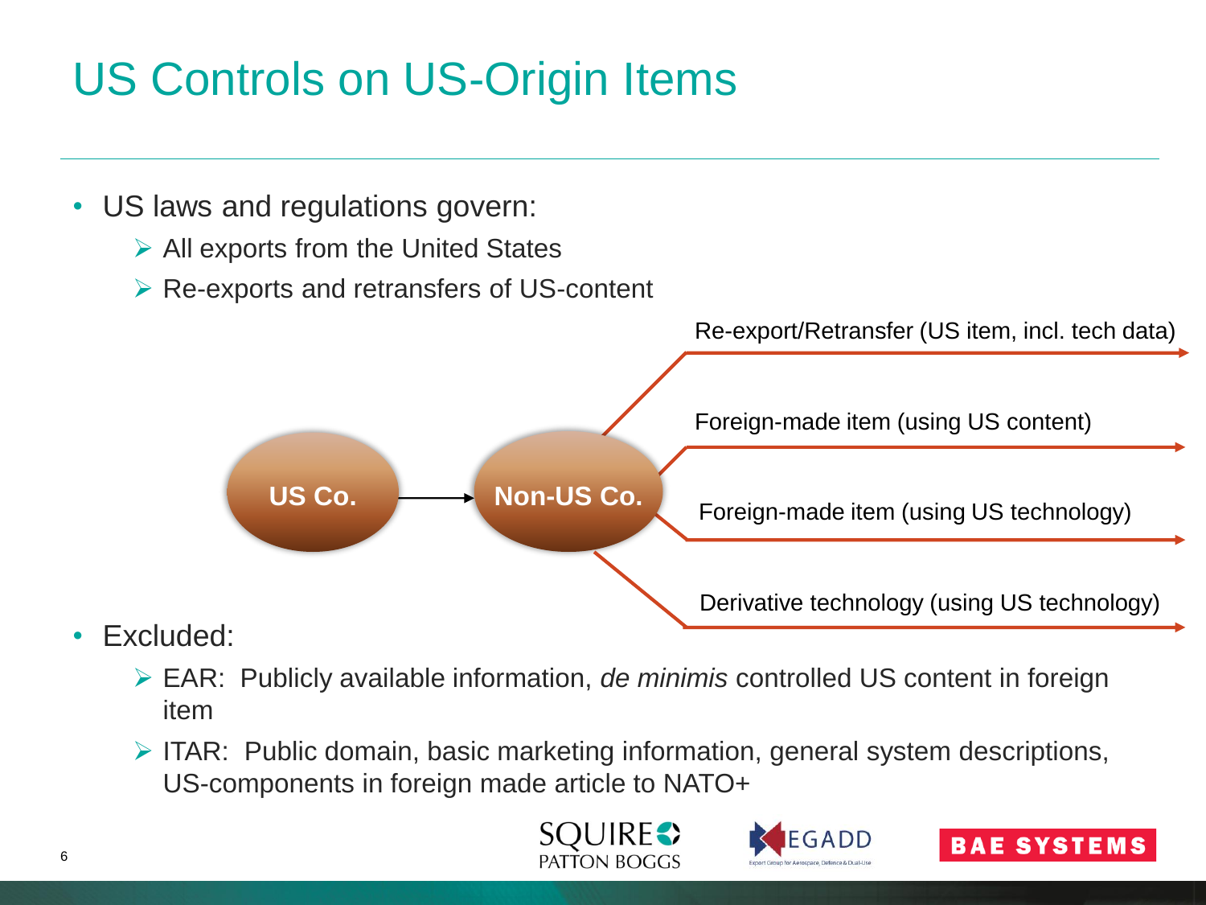# US Controls on US-Origin Items

- US laws and regulations govern:
  - All exports from the United States
  - Re-exports and retransfers of US-content

US Co.

Non-US Co.

Re-export/Retransfer (US item, incl. tech data)

Foreign-made item (using US content)

Foreign-made item (using US technology)

Derivative technology (using US technology)

- Excluded:
  - EAR: Publicly available information, *de minimis* controlled US content in foreign item
  - ITAR: Public domain, basic marketing information, general system descriptions, US-components in foreign made article to NATO+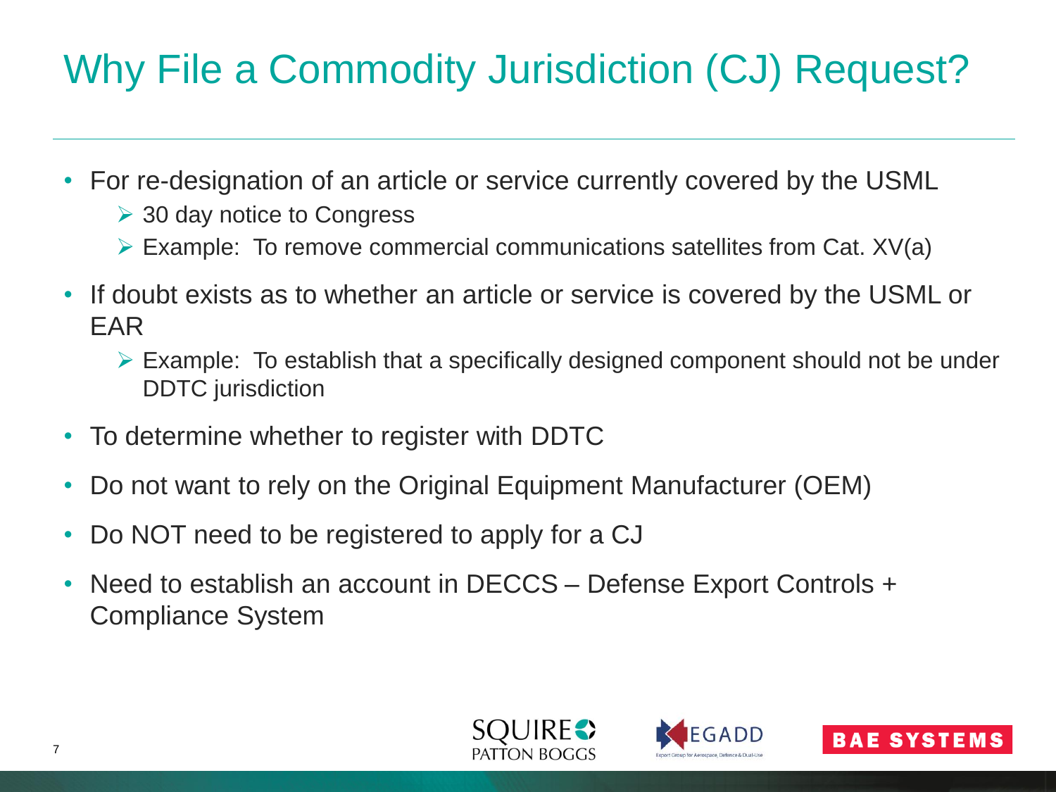# Why File a Commodity Jurisdiction (CJ) Request?

- For re-designation of an article or service currently covered by the USML
  - 30 day notice to Congress
  - Example: To remove commercial communications satellites from Cat. XV(a)
- If doubt exists as to whether an article or service is covered by the USML or EAR
  - Example: To establish that a specifically designed component should not be under DDTC jurisdiction
- To determine whether to register with DDTC
- Do not want to rely on the Original Equipment Manufacturer (OEM)
- Do NOT need to be registered to apply for a CJ
- Need to establish an account in DECCS – Defense Export Controls + Compliance System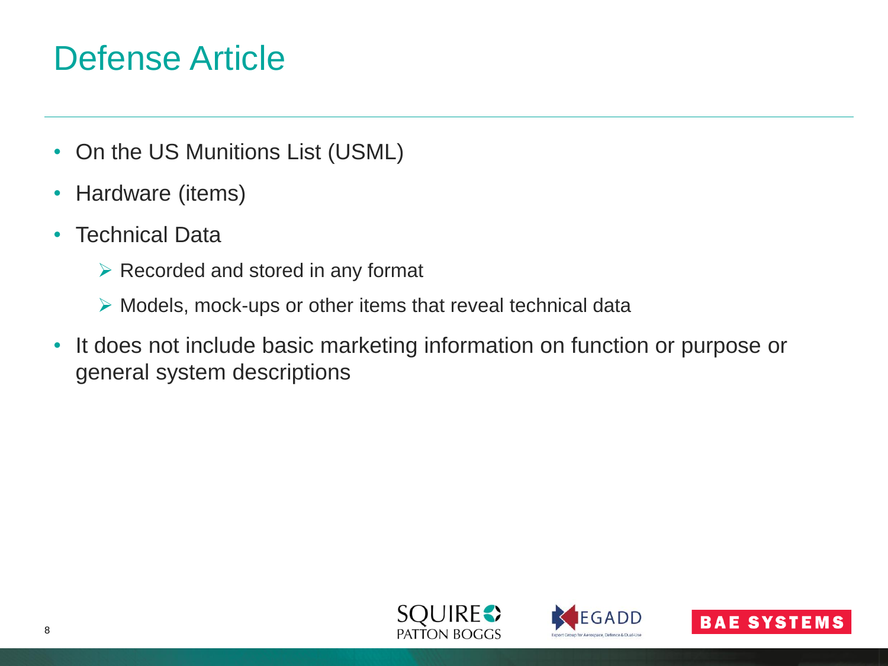# Defense Article

- On the US Munitions List (USML)
- Hardware (items)
- Technical Data
  - Recorded and stored in any format
  - Models, mock-ups or other items that reveal technical data
- It does not include basic marketing information on function or purpose or general system descriptions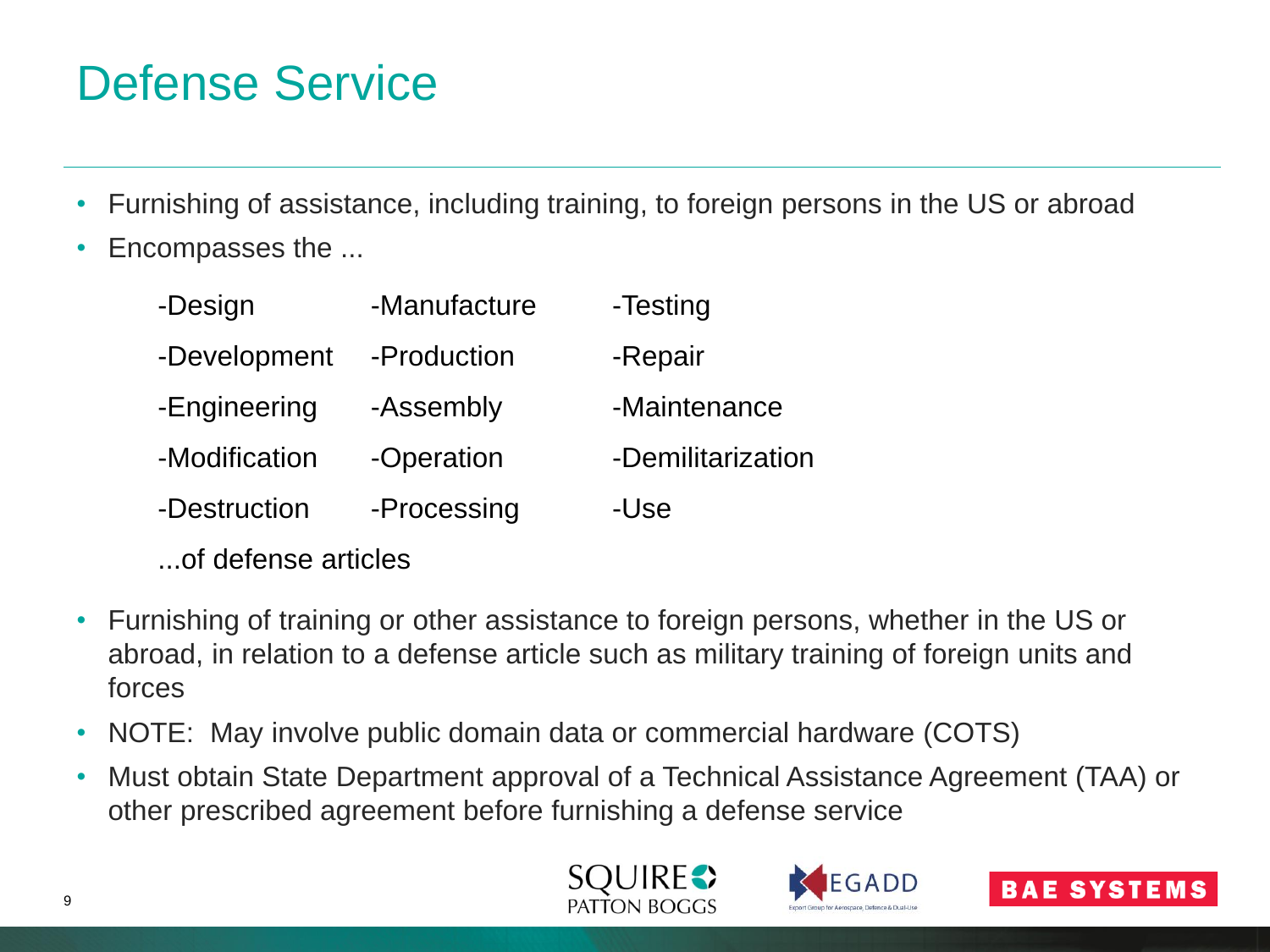# Defense Service

- Furnishing of assistance, including training, to foreign persons in the US or abroad
- Encompasses the ...

| | | |
|---|---|---|
| -Design | -Manufacture | -Testing |
| -Development | -Production | -Repair |
| -Engineering | -Assembly | -Maintenance |
| -Modification | -Operation | -Demilitarization |
| -Destruction | -Processing | -Use |

...of defense articles

- Furnishing of training or other assistance to foreign persons, whether in the US or abroad, in relation to a defense article such as military training of foreign units and forces
- NOTE: May involve public domain data or commercial hardware (COTS)
- Must obtain State Department approval of a Technical Assistance Agreement (TAA) or other prescribed agreement before furnishing a defense service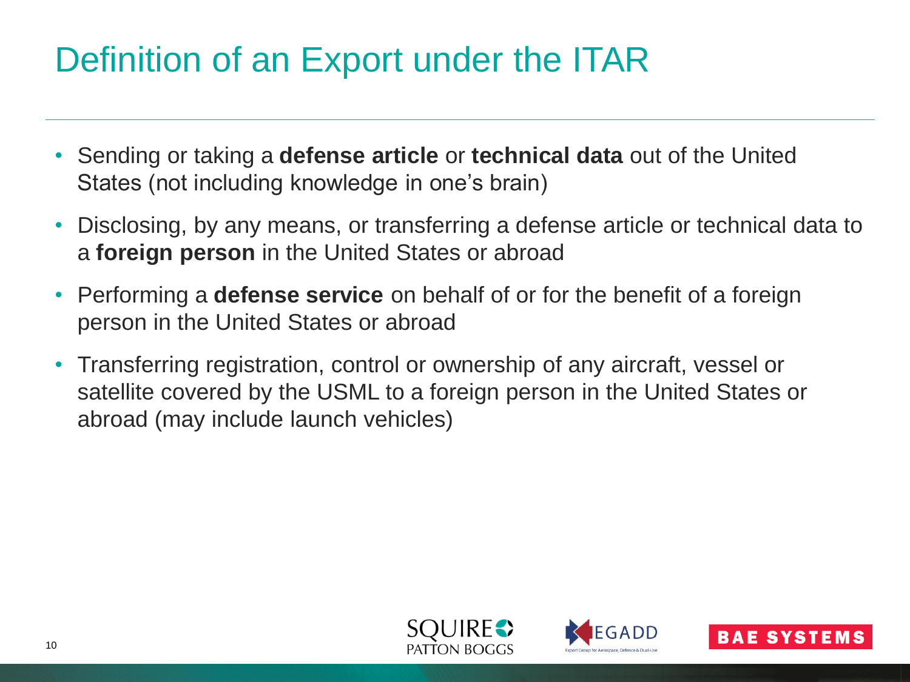# Definition of an Export under the ITAR

- Sending or taking a **defense article** or **technical data** out of the United States (not including knowledge in one's brain)
- Disclosing, by any means, or transferring a defense article or technical data to a **foreign person** in the United States or abroad
- Performing a **defense service** on behalf of or for the benefit of a foreign person in the United States or abroad
- Transferring registration, control or ownership of any aircraft, vessel or satellite covered by the USML to a foreign person in the United States or abroad (may include launch vehicles)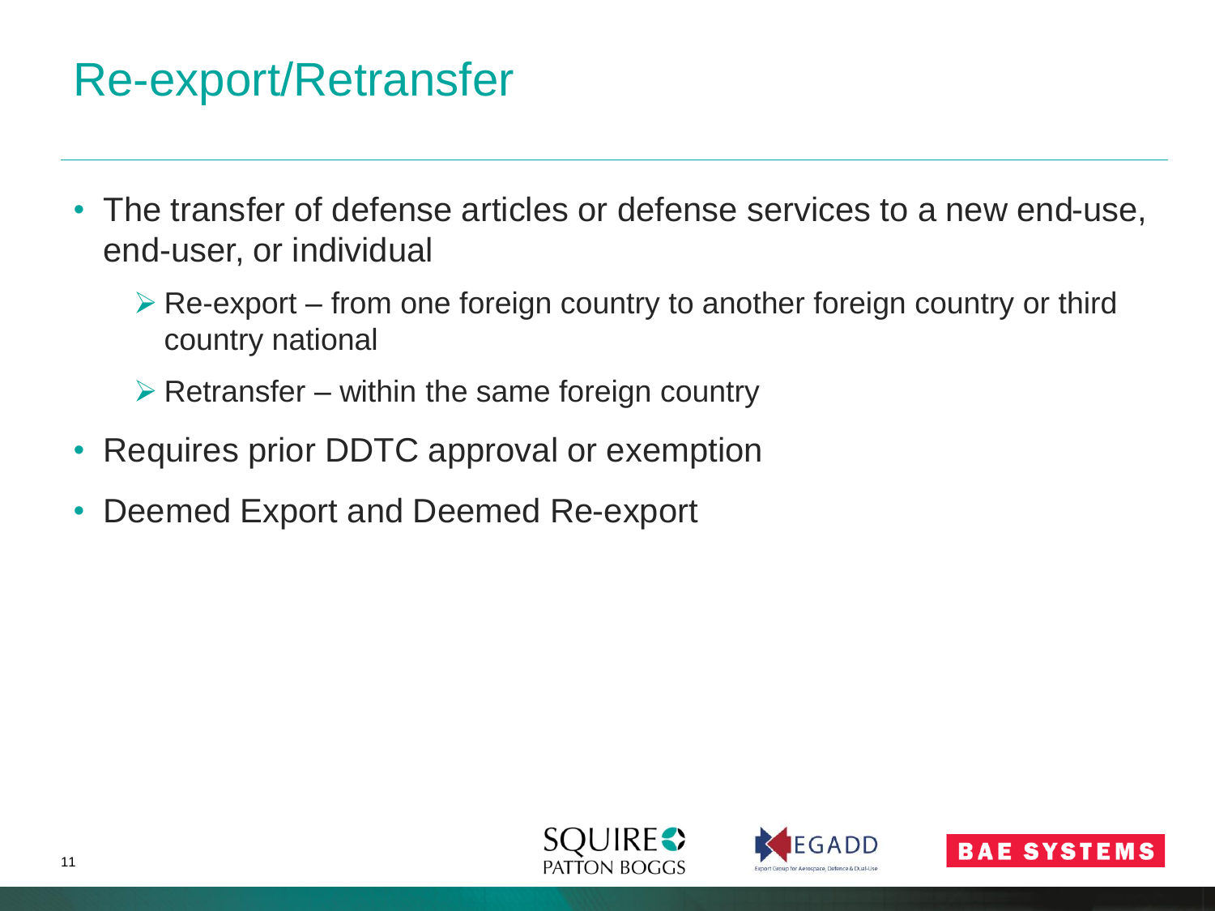# Re-export/Retransfer

- The transfer of defense articles or defense services to a new end-use, end-user, or individual
  - Re-export – from one foreign country to another foreign country or third country national
  - Retransfer – within the same foreign country
- Requires prior DDTC approval or exemption
- Deemed Export and Deemed Re-export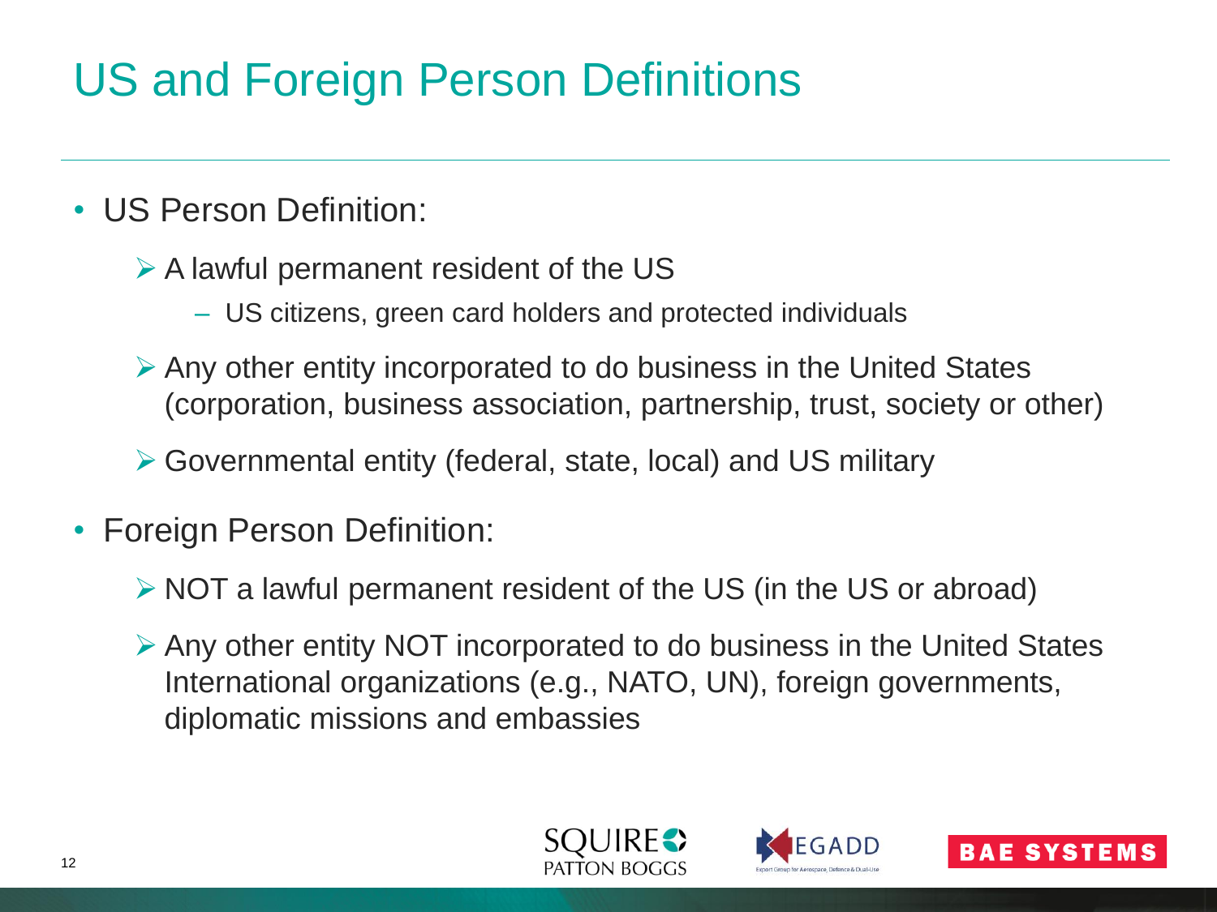# US and Foreign Person Definitions

- US Person Definition:
  - A lawful permanent resident of the US
    - US citizens, green card holders and protected individuals
  - Any other entity incorporated to do business in the United States (corporation, business association, partnership, trust, society or other)
  - Governmental entity (federal, state, local) and US military
- Foreign Person Definition:
  - NOT a lawful permanent resident of the US (in the US or abroad)
  - Any other entity NOT incorporated to do business in the United States International organizations (e.g., NATO, UN), foreign governments, diplomatic missions and embassies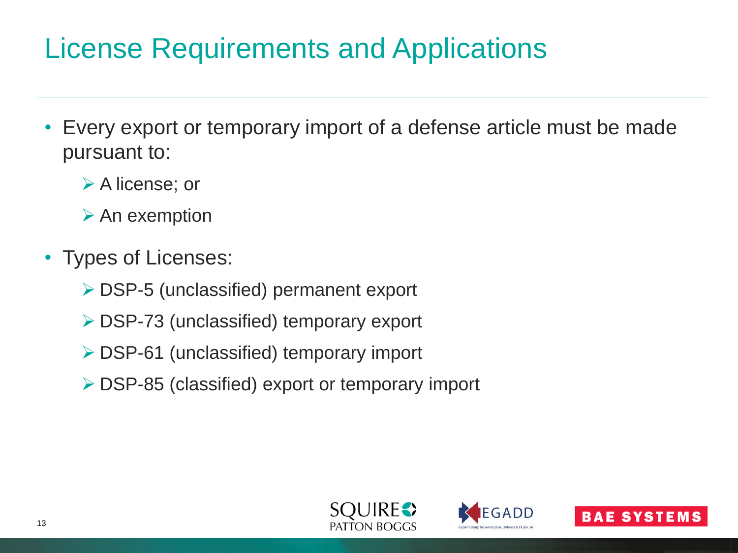# License Requirements and Applications

- Every export or temporary import of a defense article must be made pursuant to:
  - A license; or
  - An exemption
- Types of Licenses:
  - DSP-5 (unclassified) permanent export
  - DSP-73 (unclassified) temporary export
  - DSP-61 (unclassified) temporary import
  - DSP-85 (classified) export or temporary import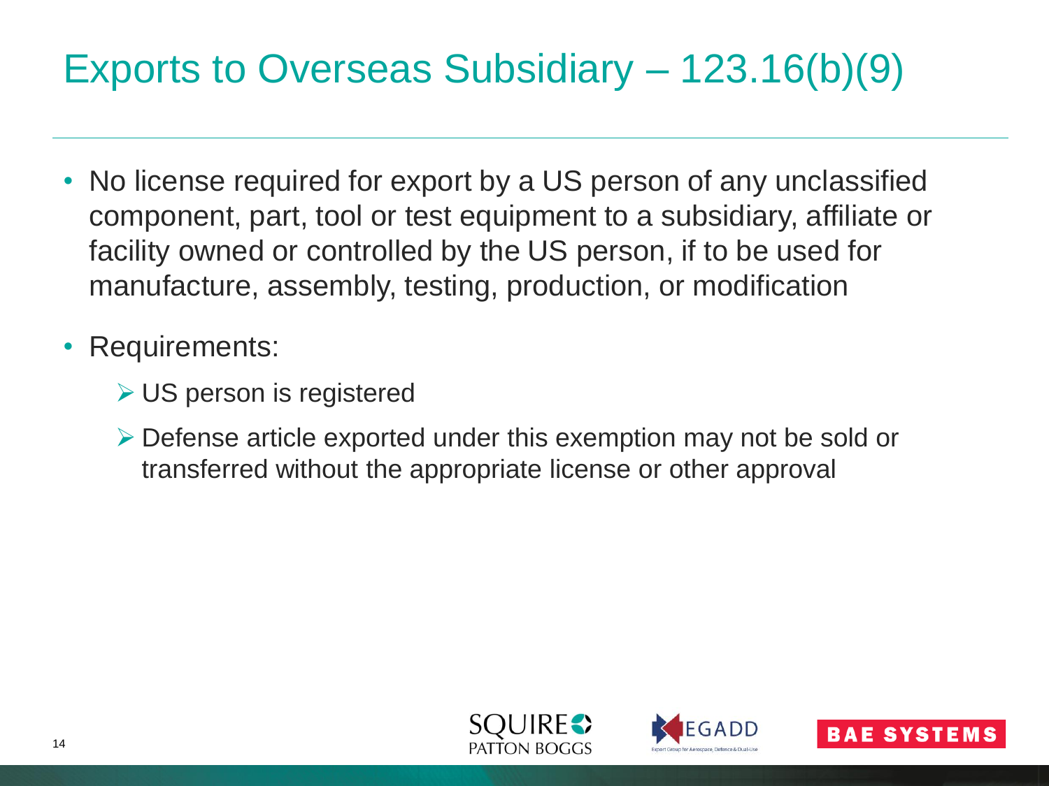# Exports to Overseas Subsidiary – 123.16(b)(9)

- No license required for export by a US person of any unclassified component, part, tool or test equipment to a subsidiary, affiliate or facility owned or controlled by the US person, if to be used for manufacture, assembly, testing, production, or modification
- Requirements:
  - US person is registered
  - Defense article exported under this exemption may not be sold or transferred without the appropriate license or other approval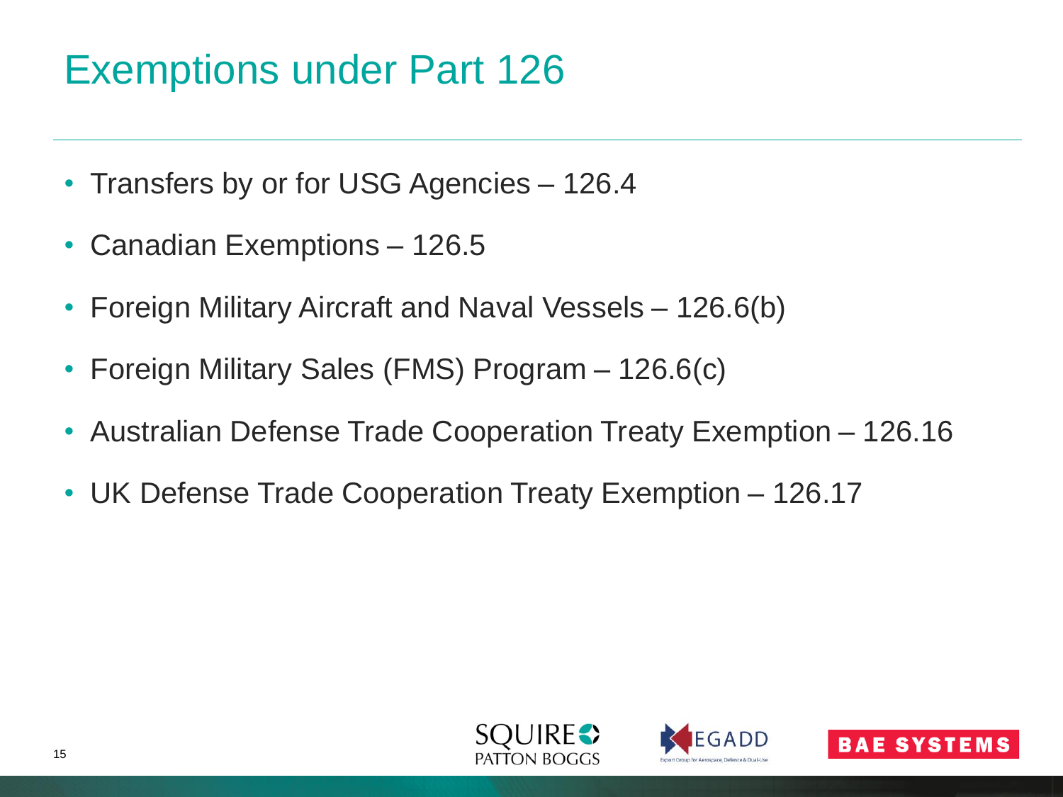# Exemptions under Part 126

- Transfers by or for USG Agencies – 126.4
- Canadian Exemptions – 126.5
- Foreign Military Aircraft and Naval Vessels – 126.6(b)
- Foreign Military Sales (FMS) Program – 126.6(c)
- Australian Defense Trade Cooperation Treaty Exemption – 126.16
- UK Defense Trade Cooperation Treaty Exemption – 126.17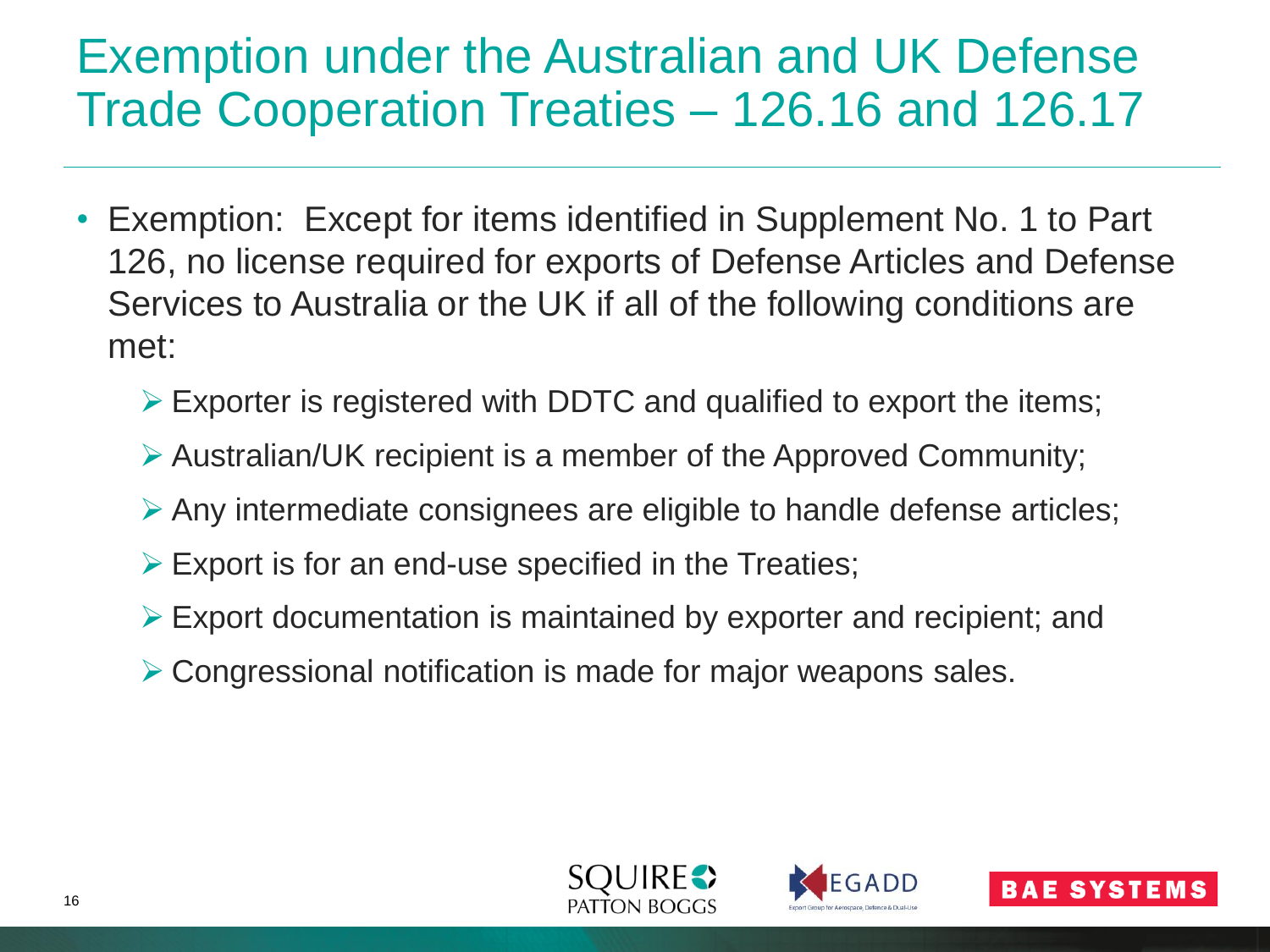# Exemption under the Australian and UK Defense Trade Cooperation Treaties – 126.16 and 126.17

- Exemption: Except for items identified in Supplement No. 1 to Part 126, no license required for exports of Defense Articles and Defense Services to Australia or the UK if all of the following conditions are met:
  - Exporter is registered with DDTC and qualified to export the items;
  - Australian/UK recipient is a member of the Approved Community;
  - Any intermediate consignees are eligible to handle defense articles;
  - Export is for an end-use specified in the Treaties;
  - Export documentation is maintained by exporter and recipient; and
  - Congressional notification is made for major weapons sales.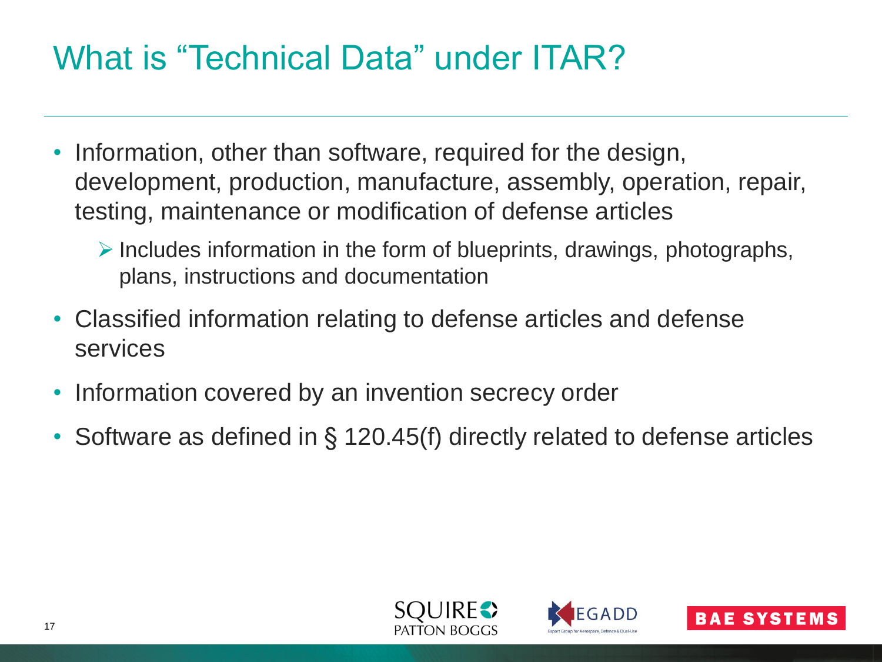# What is "Technical Data" under ITAR?

- Information, other than software, required for the design, development, production, manufacture, assembly, operation, repair, testing, maintenance or modification of defense articles
  - Includes information in the form of blueprints, drawings, photographs, plans, instructions and documentation
- Classified information relating to defense articles and defense services
- Information covered by an invention secrecy order
- Software as defined in § 120.45(f) directly related to defense articles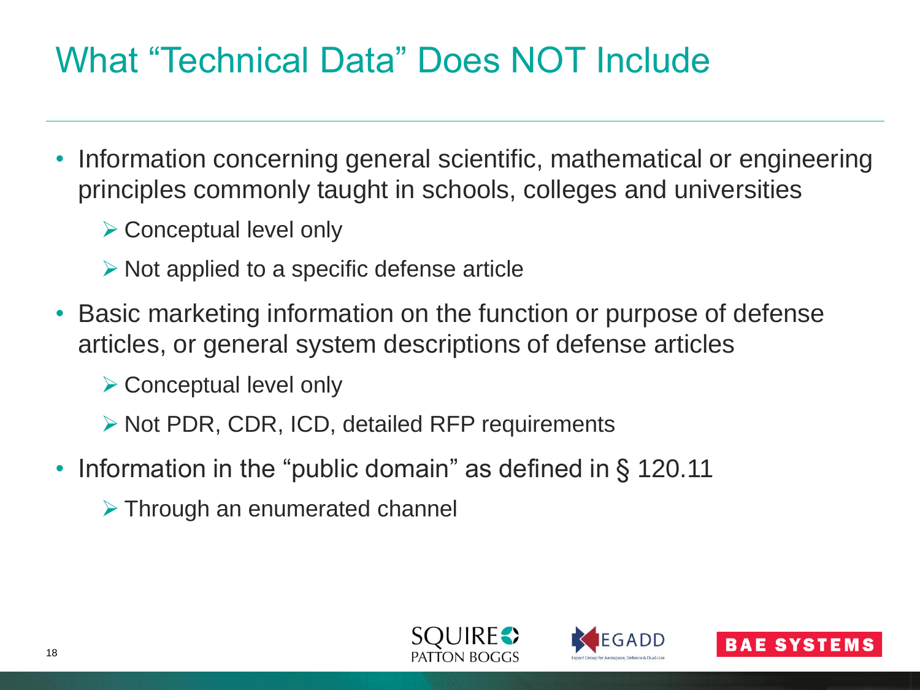# What "Technical Data" Does NOT Include

- Information concerning general scientific, mathematical or engineering principles commonly taught in schools, colleges and universities
  - Conceptual level only
  - Not applied to a specific defense article
- Basic marketing information on the function or purpose of defense articles, or general system descriptions of defense articles
  - Conceptual level only
  - Not PDR, CDR, ICD, detailed RFP requirements
- Information in the "public domain" as defined in § 120.11
  - Through an enumerated channel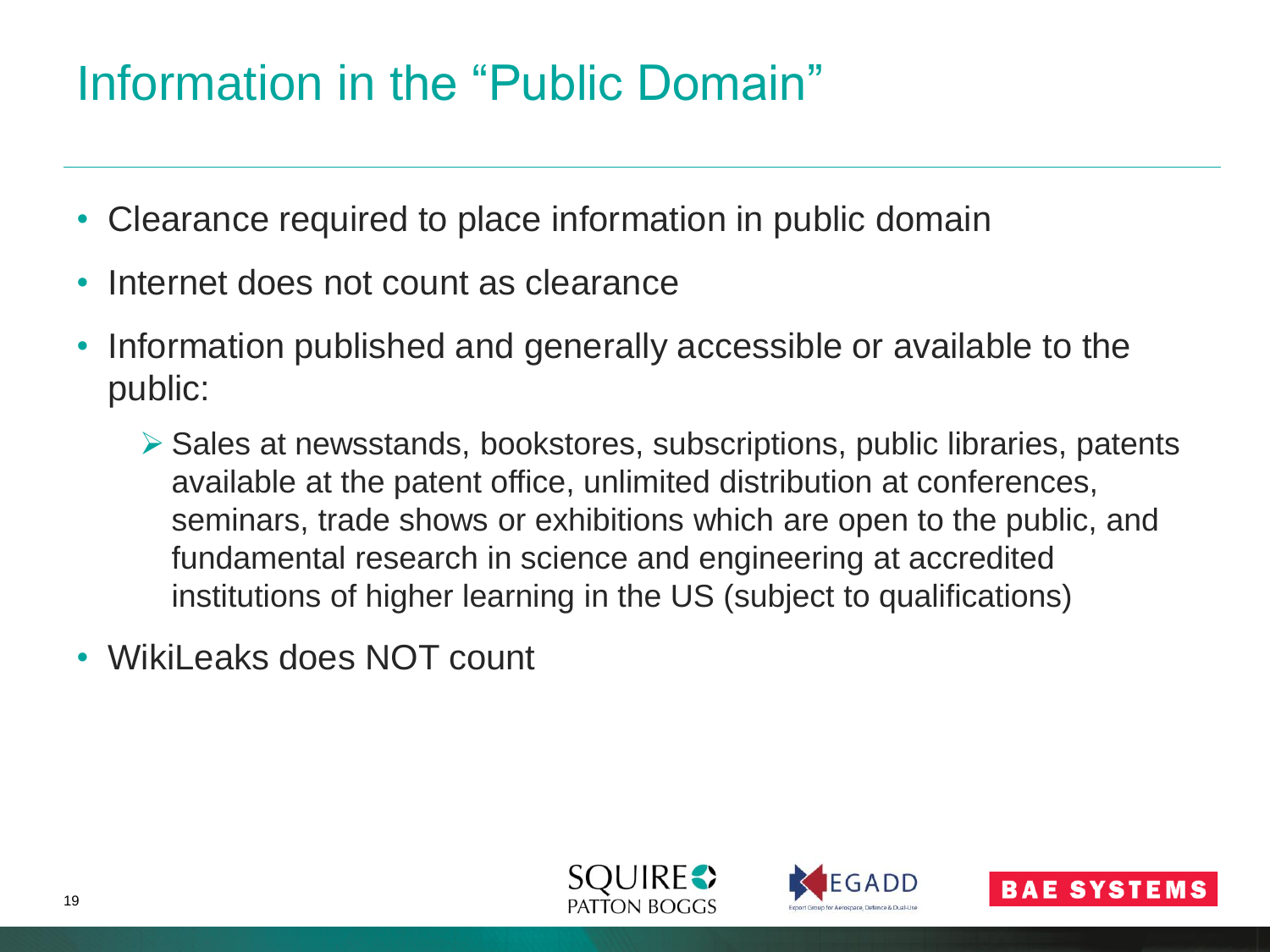# Information in the "Public Domain"

- Clearance required to place information in public domain
- Internet does not count as clearance
- Information published and generally accessible or available to the public:
  - Sales at newsstands, bookstores, subscriptions, public libraries, patents available at the patent office, unlimited distribution at conferences, seminars, trade shows or exhibitions which are open to the public, and fundamental research in science and engineering at accredited institutions of higher learning in the US (subject to qualifications)
- WikiLeaks does NOT count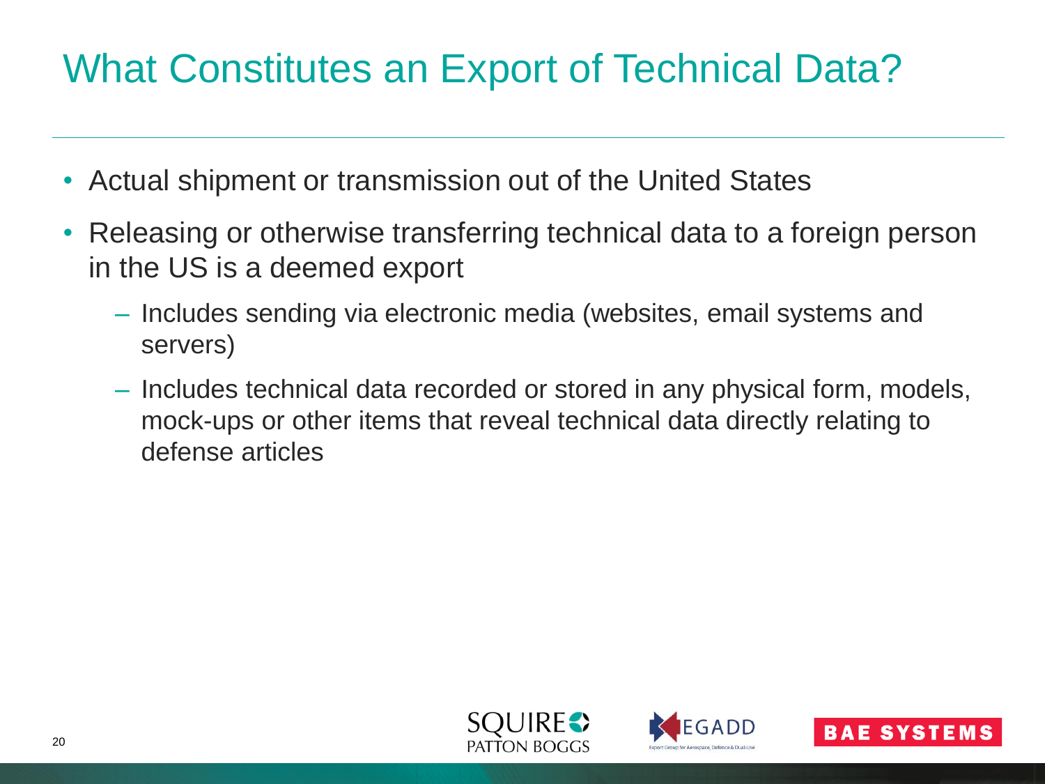# What Constitutes an Export of Technical Data?

- Actual shipment or transmission out of the United States
- Releasing or otherwise transferring technical data to a foreign person in the US is a deemed export
  - Includes sending via electronic media (websites, email systems and servers)
  - Includes technical data recorded or stored in any physical form, models, mock-ups or other items that reveal technical data directly relating to defense articles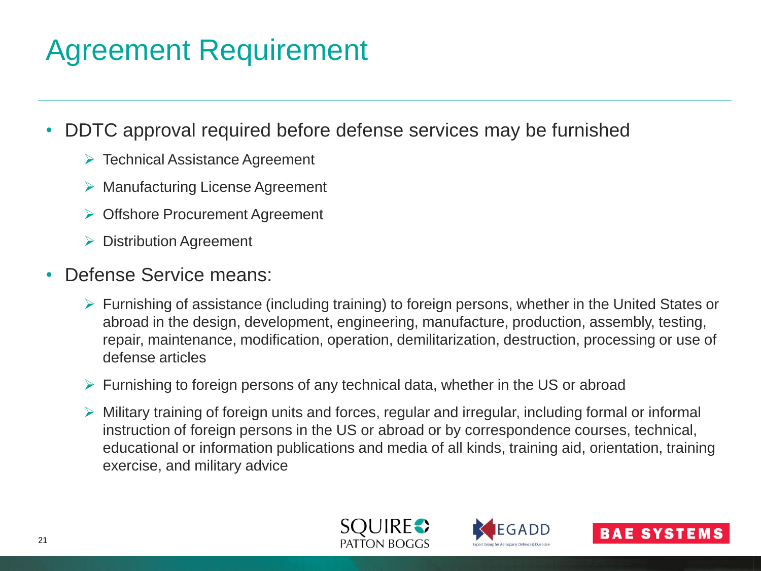# Agreement Requirement

- DDTC approval required before defense services may be furnished
  - Technical Assistance Agreement
  - Manufacturing License Agreement
  - Offshore Procurement Agreement
  - Distribution Agreement
- Defense Service means:
  - Furnishing of assistance (including training) to foreign persons, whether in the United States or abroad in the design, development, engineering, manufacture, production, assembly, testing, repair, maintenance, modification, operation, demilitarization, destruction, processing or use of defense articles
  - Furnishing to foreign persons of any technical data, whether in the US or abroad
  - Military training of foreign units and forces, regular and irregular, including formal or informal instruction of foreign persons in the US or abroad or by correspondence courses, technical, educational or information publications and media of all kinds, training aid, orientation, training exercise, and military advice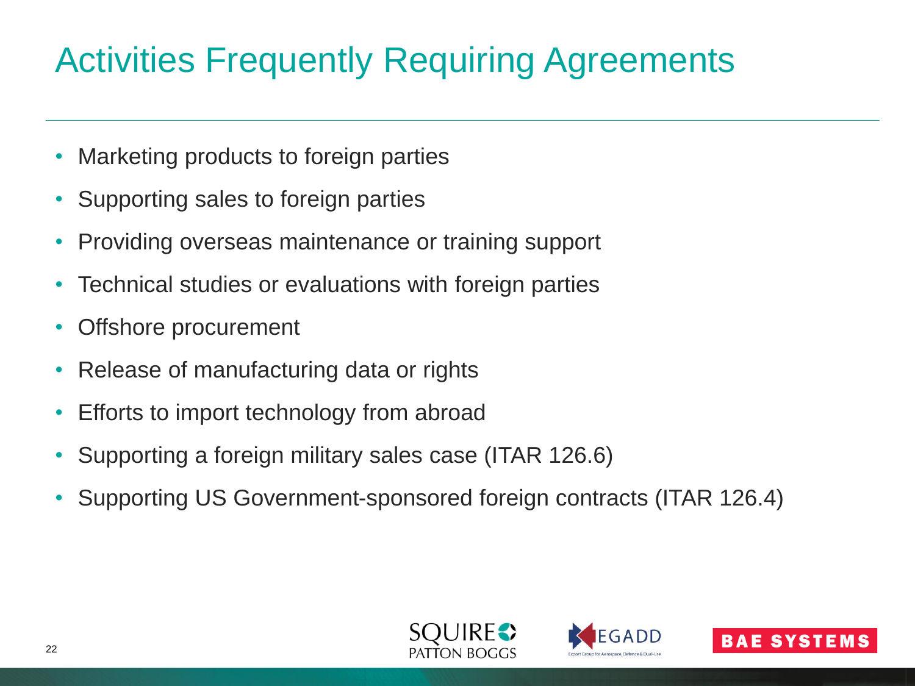# Activities Frequently Requiring Agreements

- Marketing products to foreign parties
- Supporting sales to foreign parties
- Providing overseas maintenance or training support
- Technical studies or evaluations with foreign parties
- Offshore procurement
- Release of manufacturing data or rights
- Efforts to import technology from abroad
- Supporting a foreign military sales case (ITAR 126.6)
- Supporting US Government-sponsored foreign contracts (ITAR 126.4)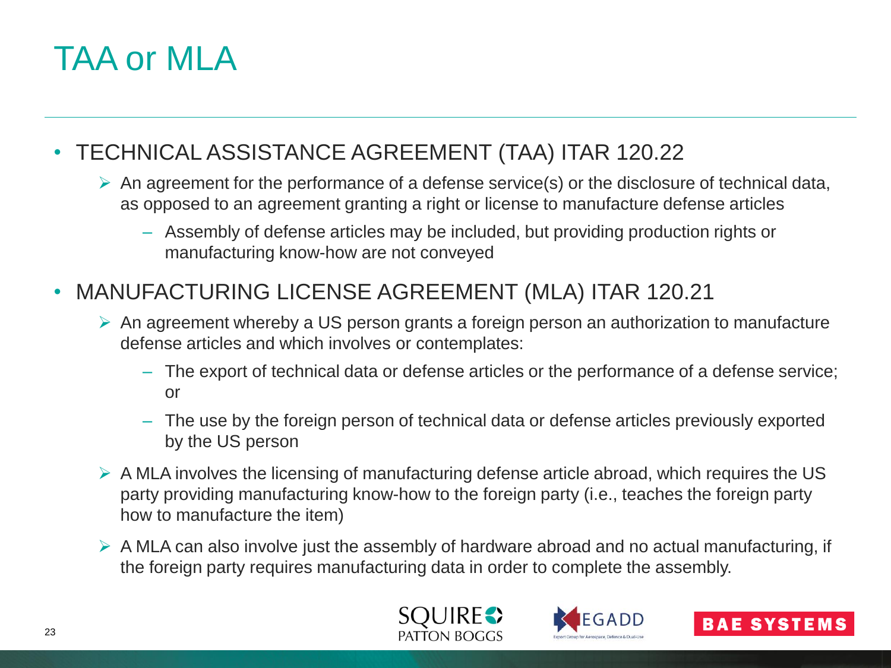# TAA or MLA

- TECHNICAL ASSISTANCE AGREEMENT (TAA) ITAR 120.22
  - An agreement for the performance of a defense service(s) or the disclosure of technical data, as opposed to an agreement granting a right or license to manufacture defense articles
    - Assembly of defense articles may be included, but providing production rights or manufacturing know-how are not conveyed
- MANUFACTURING LICENSE AGREEMENT (MLA) ITAR 120.21
  - An agreement whereby a US person grants a foreign person an authorization to manufacture defense articles and which involves or contemplates:
    - The export of technical data or defense articles or the performance of a defense service; or
    - The use by the foreign person of technical data or defense articles previously exported by the US person
  - A MLA involves the licensing of manufacturing defense article abroad, which requires the US party providing manufacturing know-how to the foreign party (i.e., teaches the foreign party how to manufacture the item)
  - A MLA can also involve just the assembly of hardware abroad and no actual manufacturing, if the foreign party requires manufacturing data in order to complete the assembly.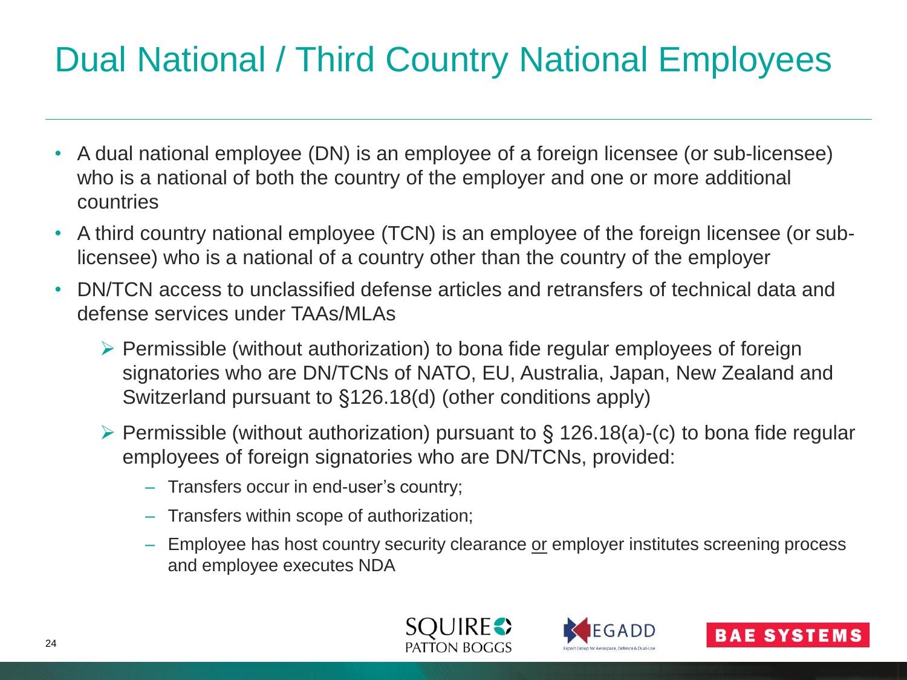# Dual National / Third Country National Employees

- A dual national employee (DN) is an employee of a foreign licensee (or sub-licensee) who is a national of both the country of the employer and one or more additional countries
- A third country national employee (TCN) is an employee of the foreign licensee (or sub-licensee) who is a national of a country other than the country of the employer
- DN/TCN access to unclassified defense articles and retransfers of technical data and defense services under TAAs/MLAs
  - Permissible (without authorization) to bona fide regular employees of foreign signatories who are DN/TCNs of NATO, EU, Australia, Japan, New Zealand and Switzerland pursuant to §126.18(d) (other conditions apply)
  - Permissible (without authorization) pursuant to § 126.18(a)-(c) to bona fide regular employees of foreign signatories who are DN/TCNs, provided:
    - Transfers occur in end-user's country;
    - Transfers within scope of authorization;
    - Employee has host country security clearance <u>or</u> employer institutes screening process and employee executes NDA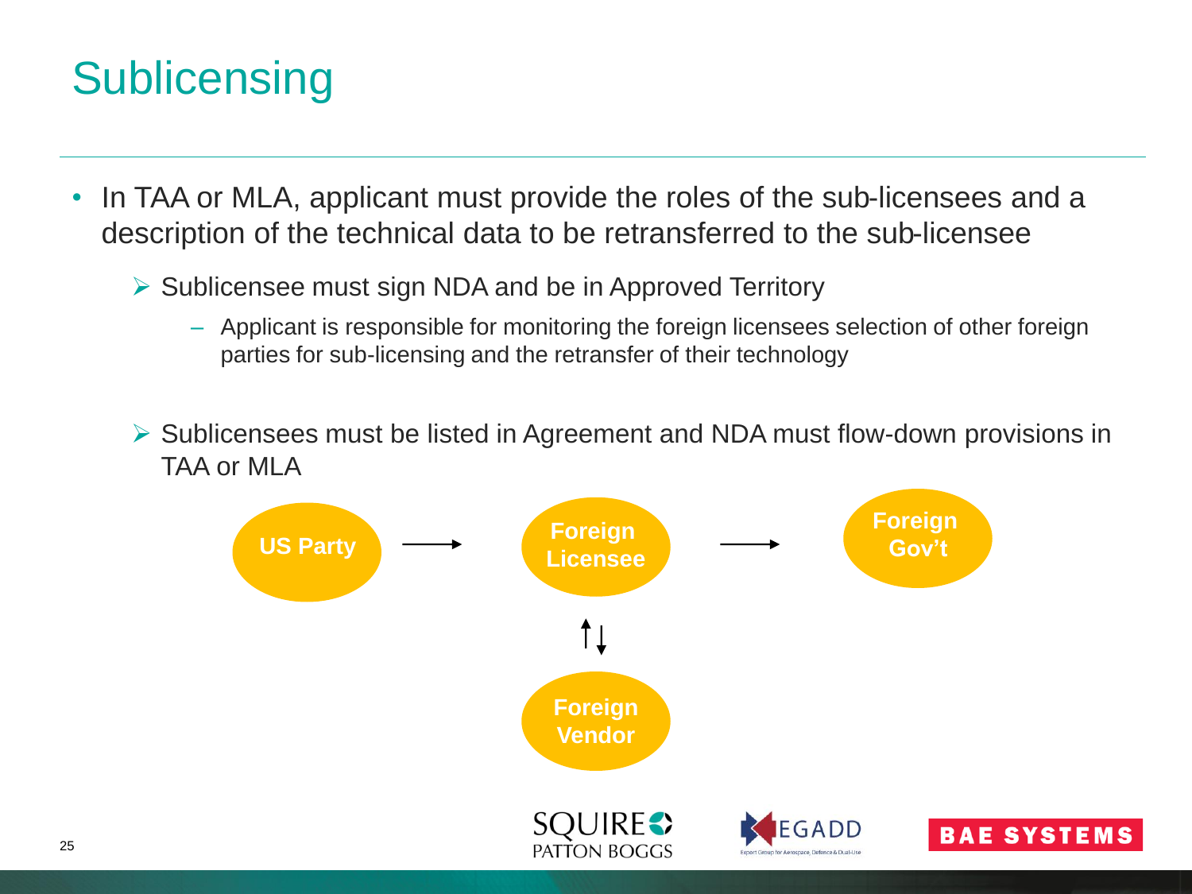# Sublicensing

- In TAA or MLA, applicant must provide the roles of the sub-licensees and a description of the technical data to be retransferred to the sub-licensee
  - Sublicensee must sign NDA and be in Approved Territory
    - Applicant is responsible for monitoring the foreign licensees selection of other foreign parties for sub-licensing and the retransfer of their technology
  - Sublicensees must be listed in Agreement and NDA must flow-down provisions in TAA or MLA

US Party → Foreign Licensee → Foreign Gov't

Foreign Licensee ↑↓ Foreign Vendor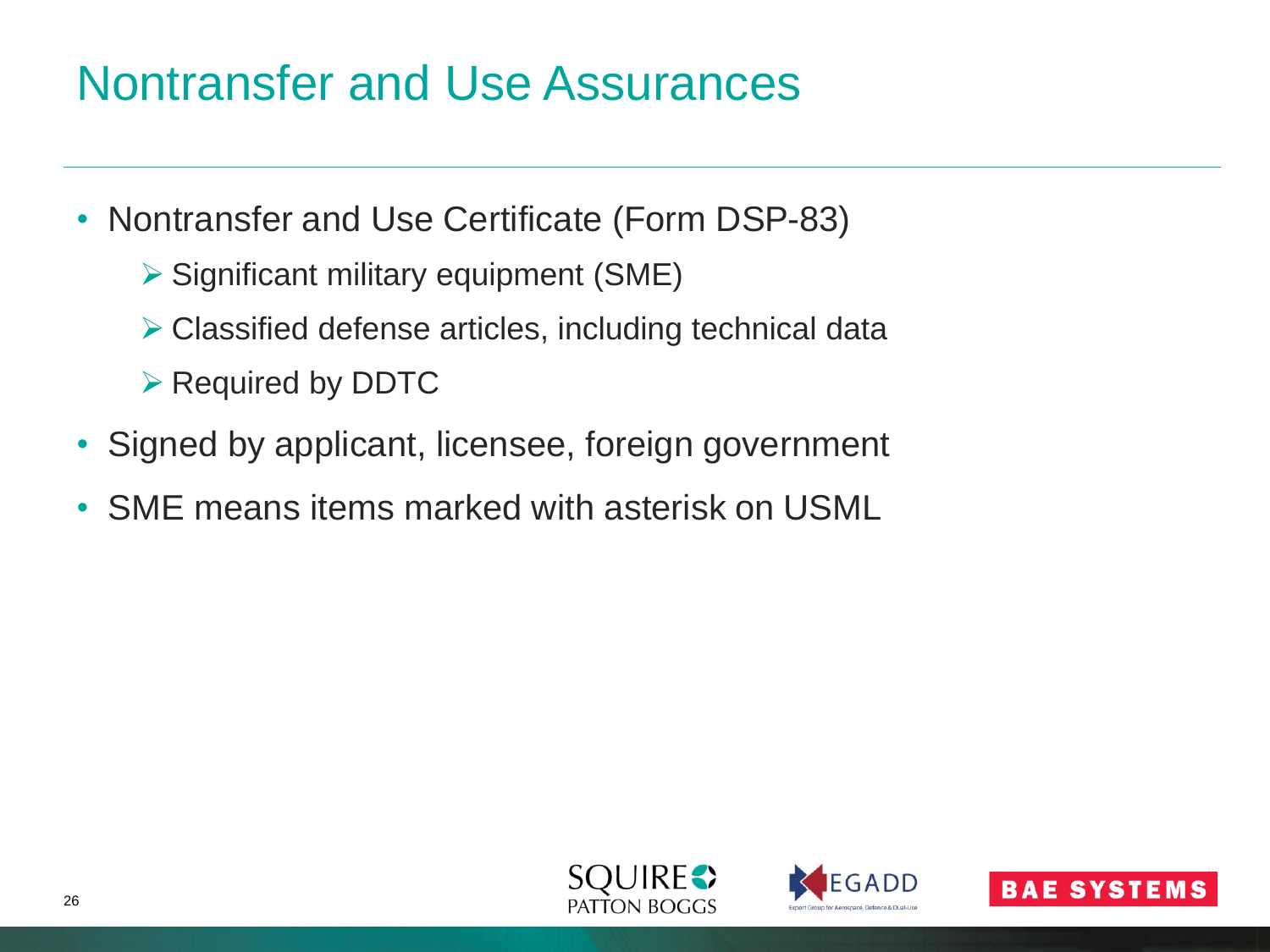# Nontransfer and Use Assurances

- Nontransfer and Use Certificate (Form DSP-83)
  - Significant military equipment (SME)
  - Classified defense articles, including technical data
  - Required by DDTC
- Signed by applicant, licensee, foreign government
- SME means items marked with asterisk on USML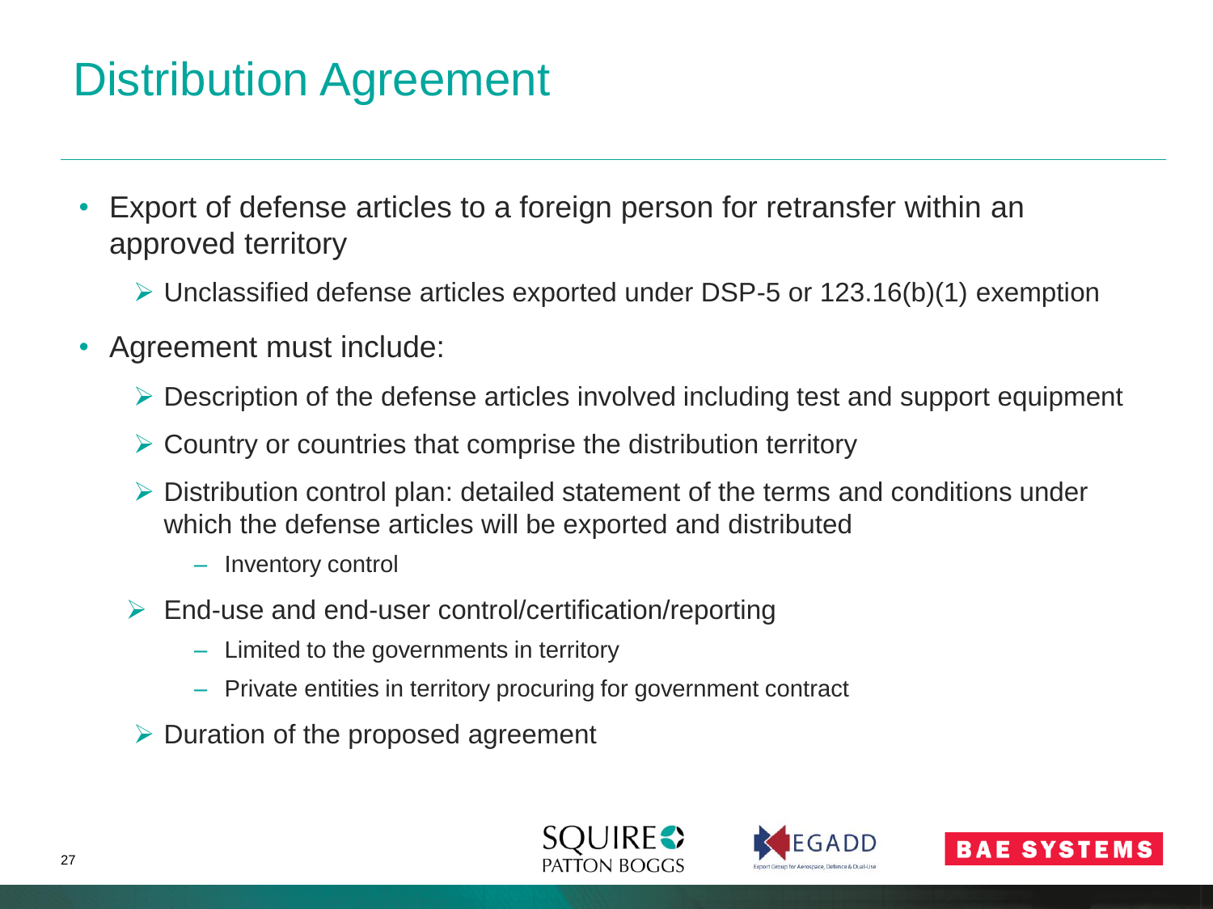# Distribution Agreement

- Export of defense articles to a foreign person for retransfer within an approved territory
  - Unclassified defense articles exported under DSP-5 or 123.16(b)(1) exemption
- Agreement must include:
  - Description of the defense articles involved including test and support equipment
  - Country or countries that comprise the distribution territory
  - Distribution control plan: detailed statement of the terms and conditions under which the defense articles will be exported and distributed
    - Inventory control
  - End-use and end-user control/certification/reporting
    - Limited to the governments in territory
    - Private entities in territory procuring for government contract
  - Duration of the proposed agreement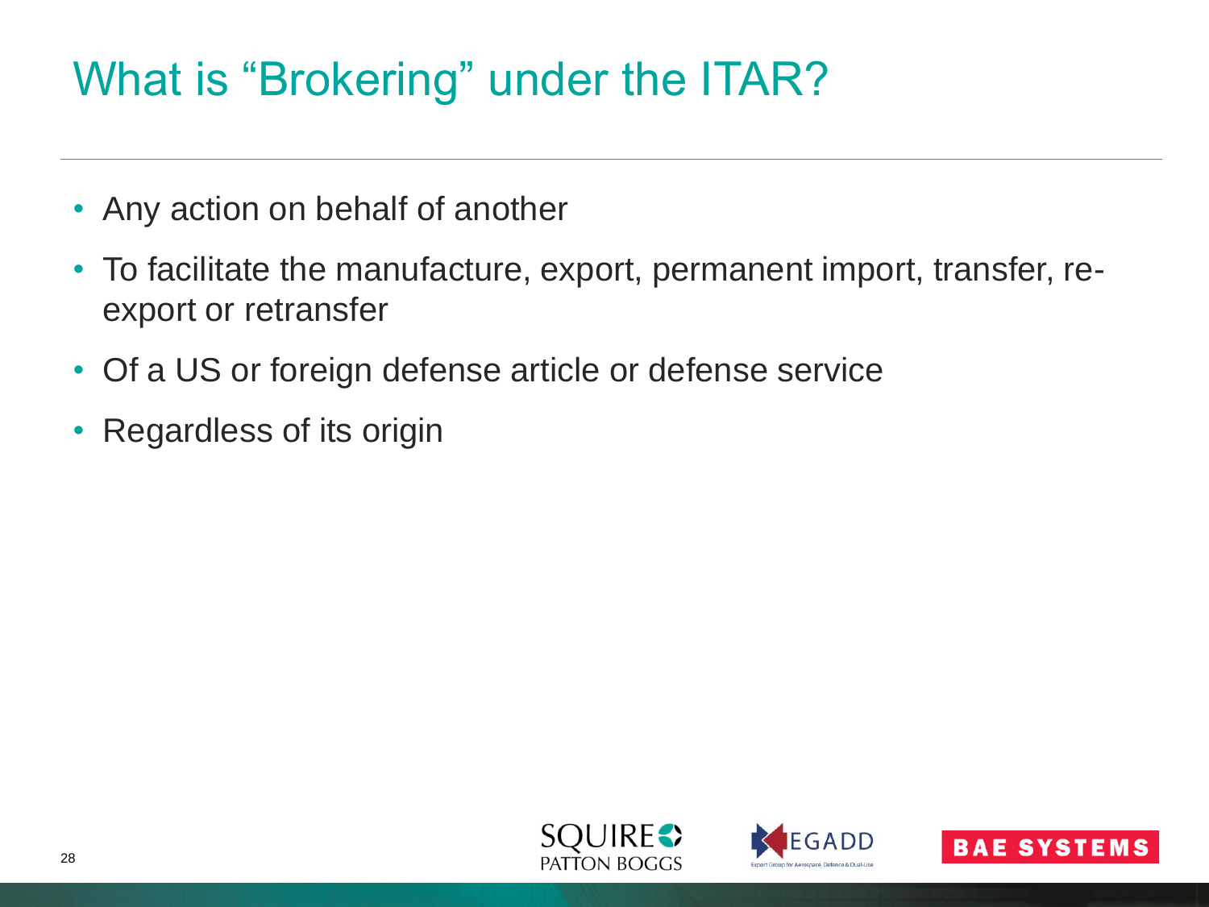# What is "Brokering" under the ITAR?

- Any action on behalf of another
- To facilitate the manufacture, export, permanent import, transfer, re-export or retransfer
- Of a US or foreign defense article or defense service
- Regardless of its origin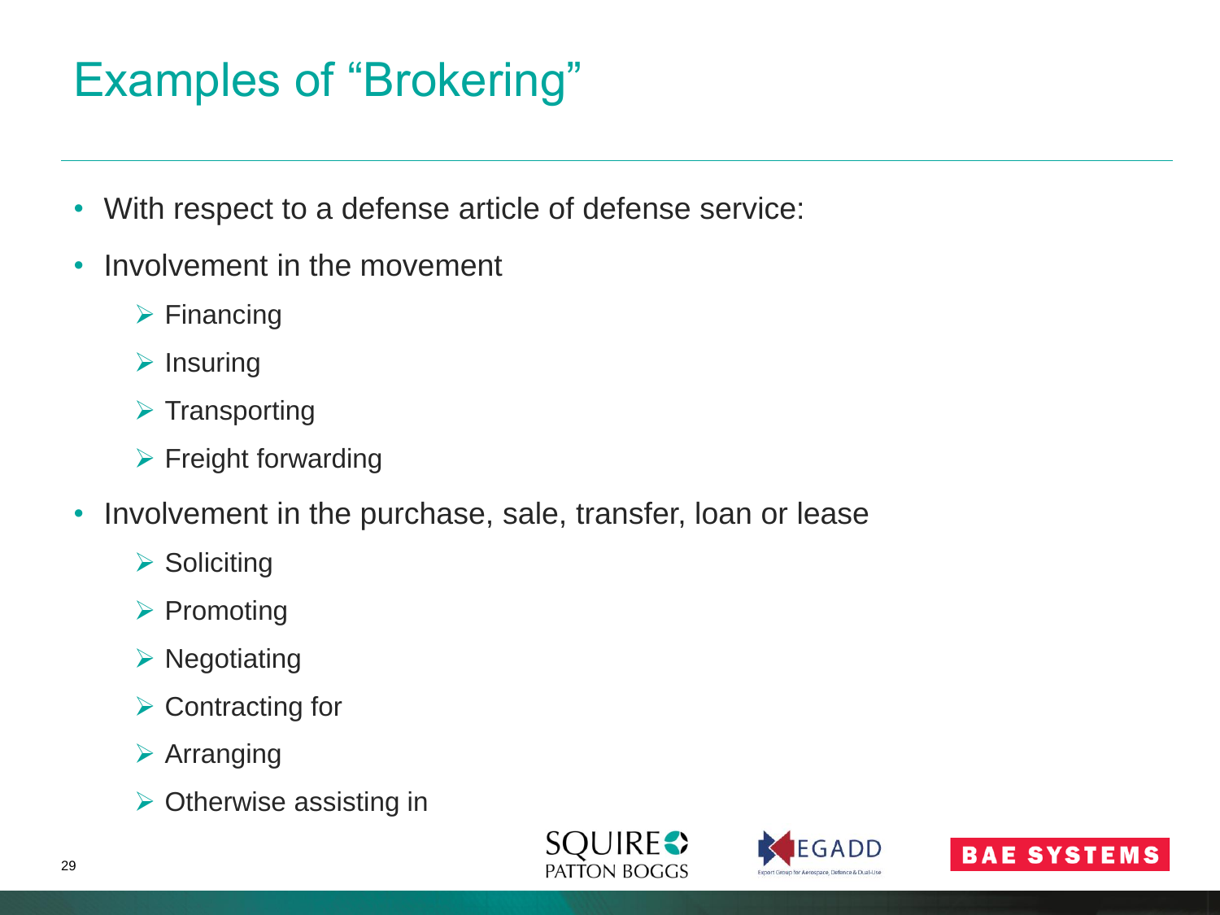# Examples of "Brokering"

- With respect to a defense article of defense service:
- Involvement in the movement
  - Financing
  - Insuring
  - Transporting
  - Freight forwarding
- Involvement in the purchase, sale, transfer, loan or lease
  - Soliciting
  - Promoting
  - Negotiating
  - Contracting for
  - Arranging
  - Otherwise assisting in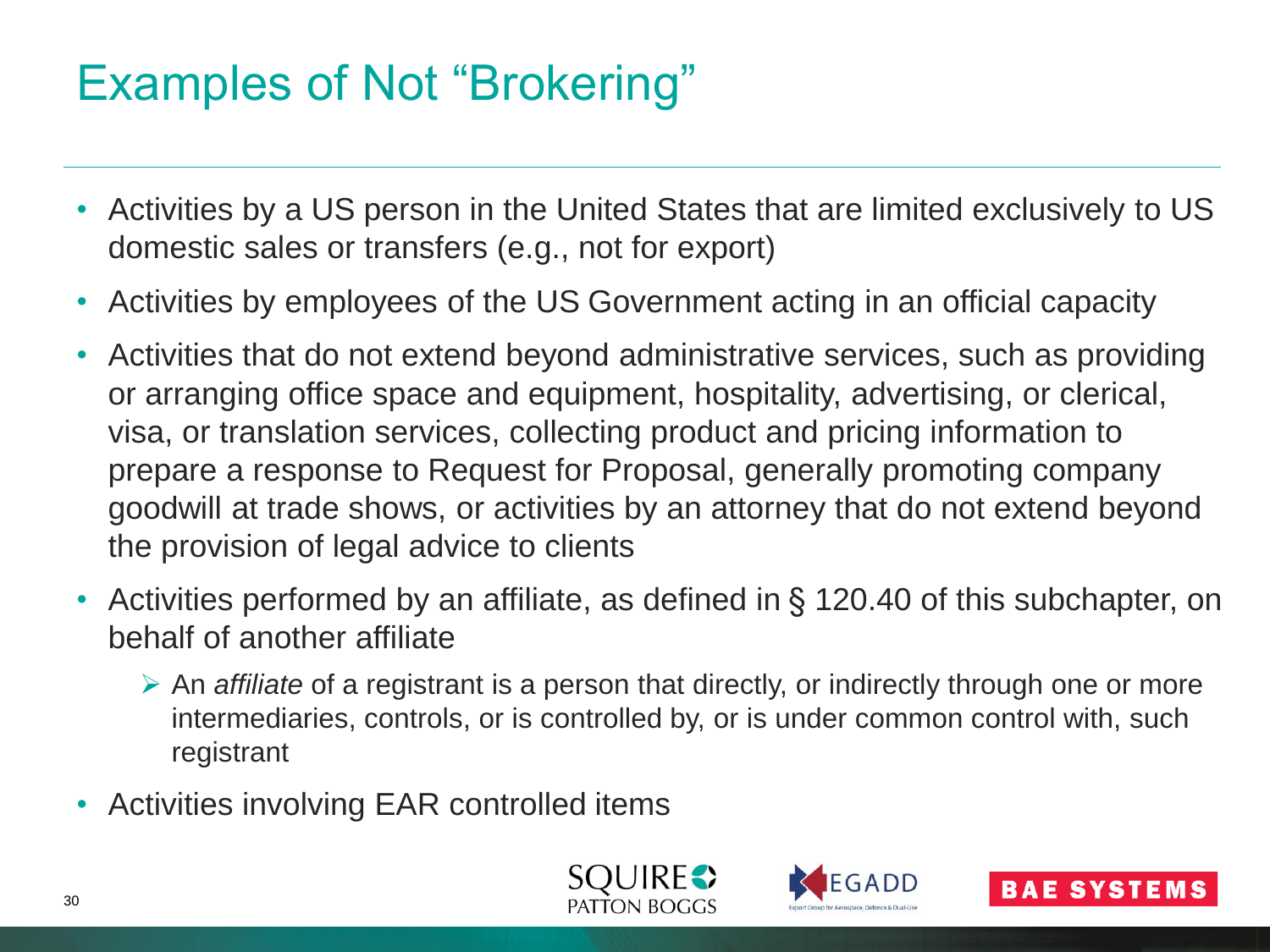# Examples of Not "Brokering"

- Activities by a US person in the United States that are limited exclusively to US domestic sales or transfers (e.g., not for export)
- Activities by employees of the US Government acting in an official capacity
- Activities that do not extend beyond administrative services, such as providing or arranging office space and equipment, hospitality, advertising, or clerical, visa, or translation services, collecting product and pricing information to prepare a response to Request for Proposal, generally promoting company goodwill at trade shows, or activities by an attorney that do not extend beyond the provision of legal advice to clients
- Activities performed by an affiliate, as defined in § 120.40 of this subchapter, on behalf of another affiliate
  - An *affiliate* of a registrant is a person that directly, or indirectly through one or more intermediaries, controls, or is controlled by, or is under common control with, such registrant
- Activities involving EAR controlled items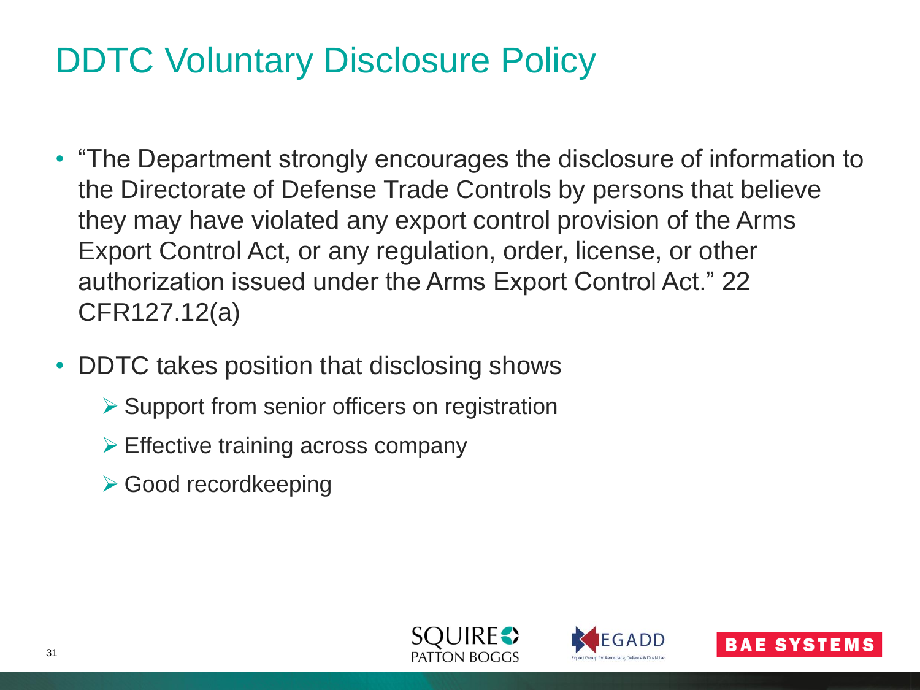# DDTC Voluntary Disclosure Policy

- "The Department strongly encourages the disclosure of information to the Directorate of Defense Trade Controls by persons that believe they may have violated any export control provision of the Arms Export Control Act, or any regulation, order, license, or other authorization issued under the Arms Export Control Act." 22 CFR127.12(a)
- DDTC takes position that disclosing shows
  - Support from senior officers on registration
  - Effective training across company
  - Good recordkeeping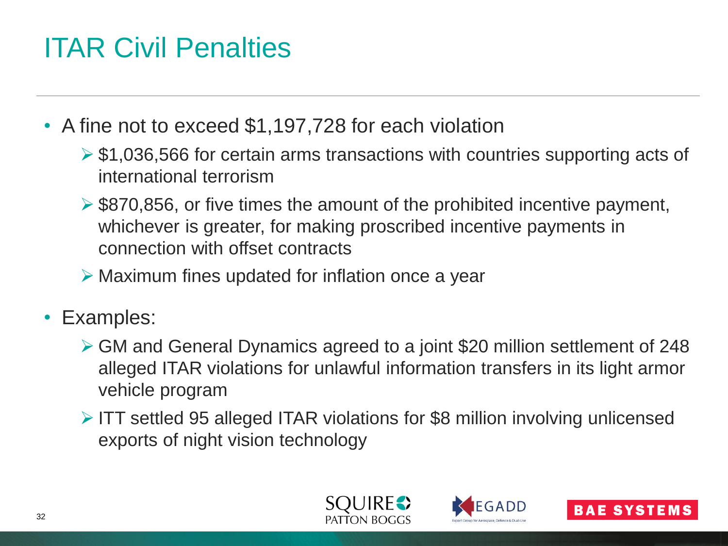# ITAR Civil Penalties

- A fine not to exceed $1,197,728 for each violation
  - $1,036,566 for certain arms transactions with countries supporting acts of international terrorism
  - $870,856, or five times the amount of the prohibited incentive payment, whichever is greater, for making proscribed incentive payments in connection with offset contracts
  - Maximum fines updated for inflation once a year
- Examples:
  - GM and General Dynamics agreed to a joint $20 million settlement of 248 alleged ITAR violations for unlawful information transfers in its light armor vehicle program
  - ITT settled 95 alleged ITAR violations for $8 million involving unlicensed exports of night vision technology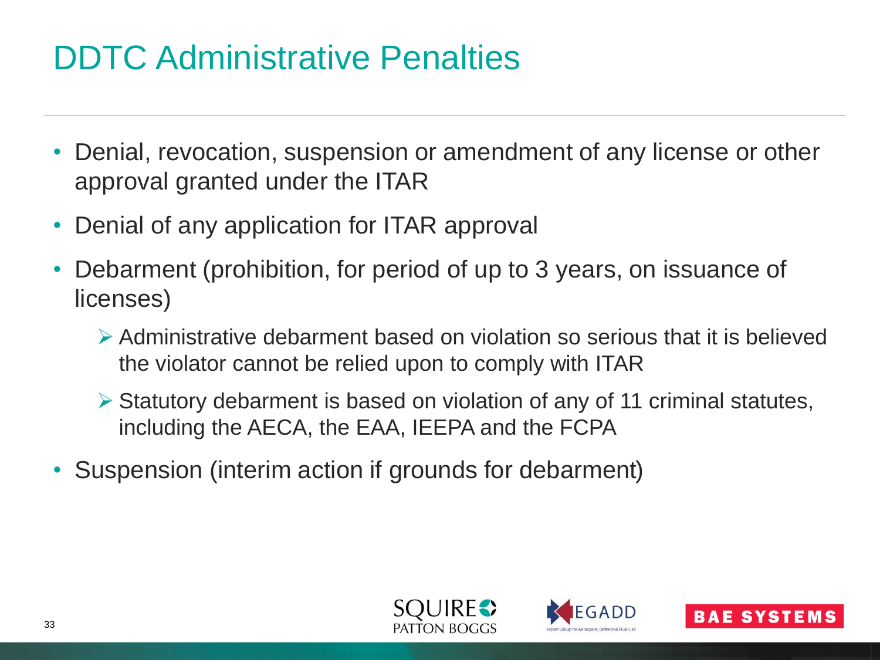# DDTC Administrative Penalties

- Denial, revocation, suspension or amendment of any license or other approval granted under the ITAR
- Denial of any application for ITAR approval
- Debarment (prohibition, for period of up to 3 years, on issuance of licenses)
  - Administrative debarment based on violation so serious that it is believed the violator cannot be relied upon to comply with ITAR
  - Statutory debarment is based on violation of any of 11 criminal statutes, including the AECA, the EAA, IEEPA and the FCPA
- Suspension (interim action if grounds for debarment)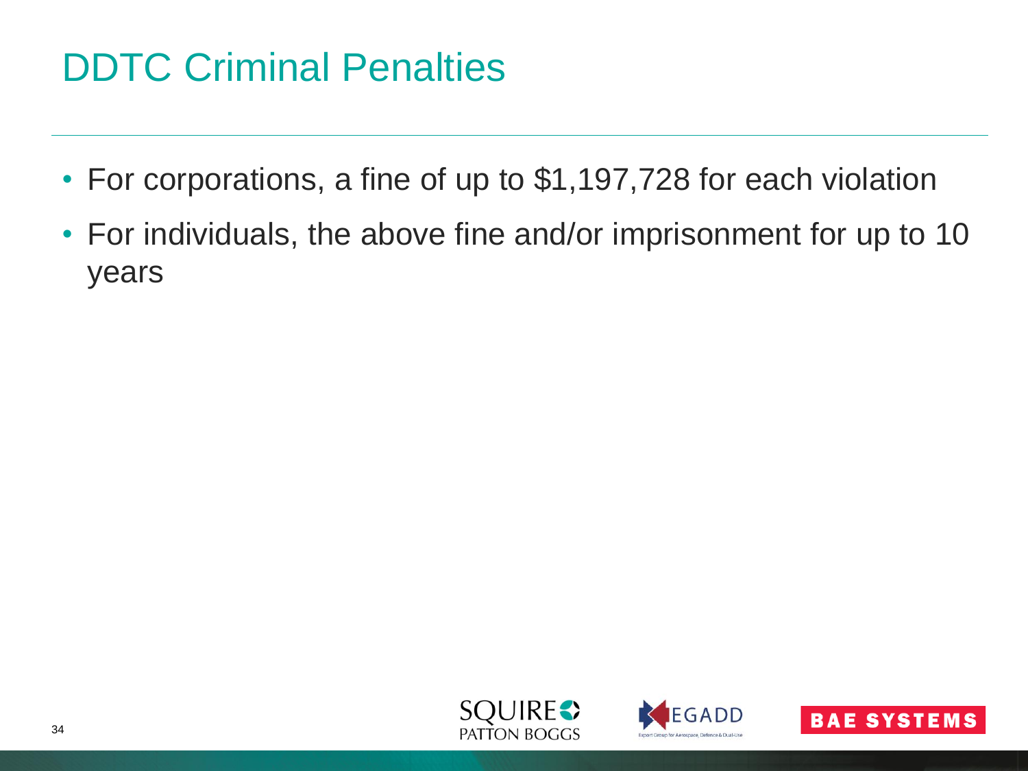# DDTC Criminal Penalties

- For corporations, a fine of up to $1,197,728 for each violation
- For individuals, the above fine and/or imprisonment for up to 10 years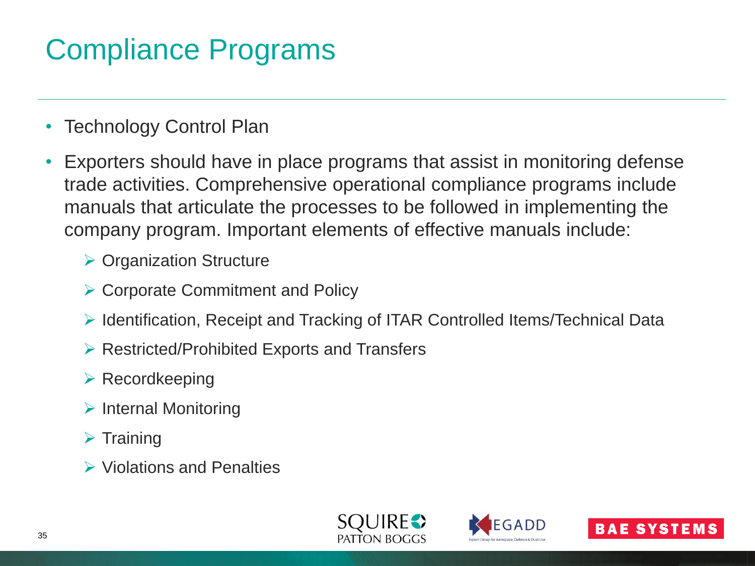# Compliance Programs

- Technology Control Plan
- Exporters should have in place programs that assist in monitoring defense trade activities. Comprehensive operational compliance programs include manuals that articulate the processes to be followed in implementing the company program. Important elements of effective manuals include:
  - Organization Structure
  - Corporate Commitment and Policy
  - Identification, Receipt and Tracking of ITAR Controlled Items/Technical Data
  - Restricted/Prohibited Exports and Transfers
  - Recordkeeping
  - Internal Monitoring
  - Training
  - Violations and Penalties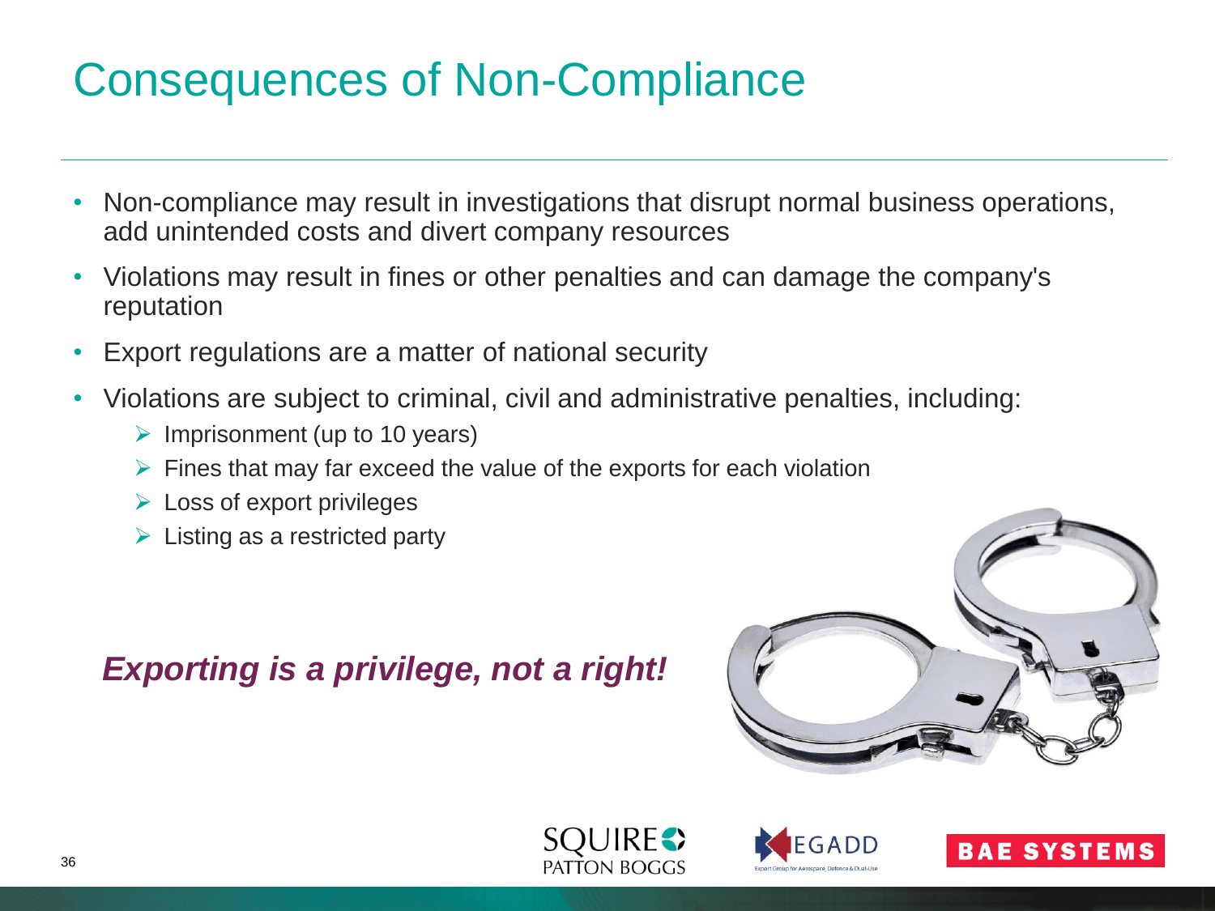# Consequences of Non-Compliance

- Non-compliance may result in investigations that disrupt normal business operations, add unintended costs and divert company resources
- Violations may result in fines or other penalties and can damage the company's reputation
- Export regulations are a matter of national security
- Violations are subject to criminal, civil and administrative penalties, including:
  - Imprisonment (up to 10 years)
  - Fines that may far exceed the value of the exports for each violation
  - Loss of export privileges
  - Listing as a restricted party

***Exporting is a privilege, not a right!***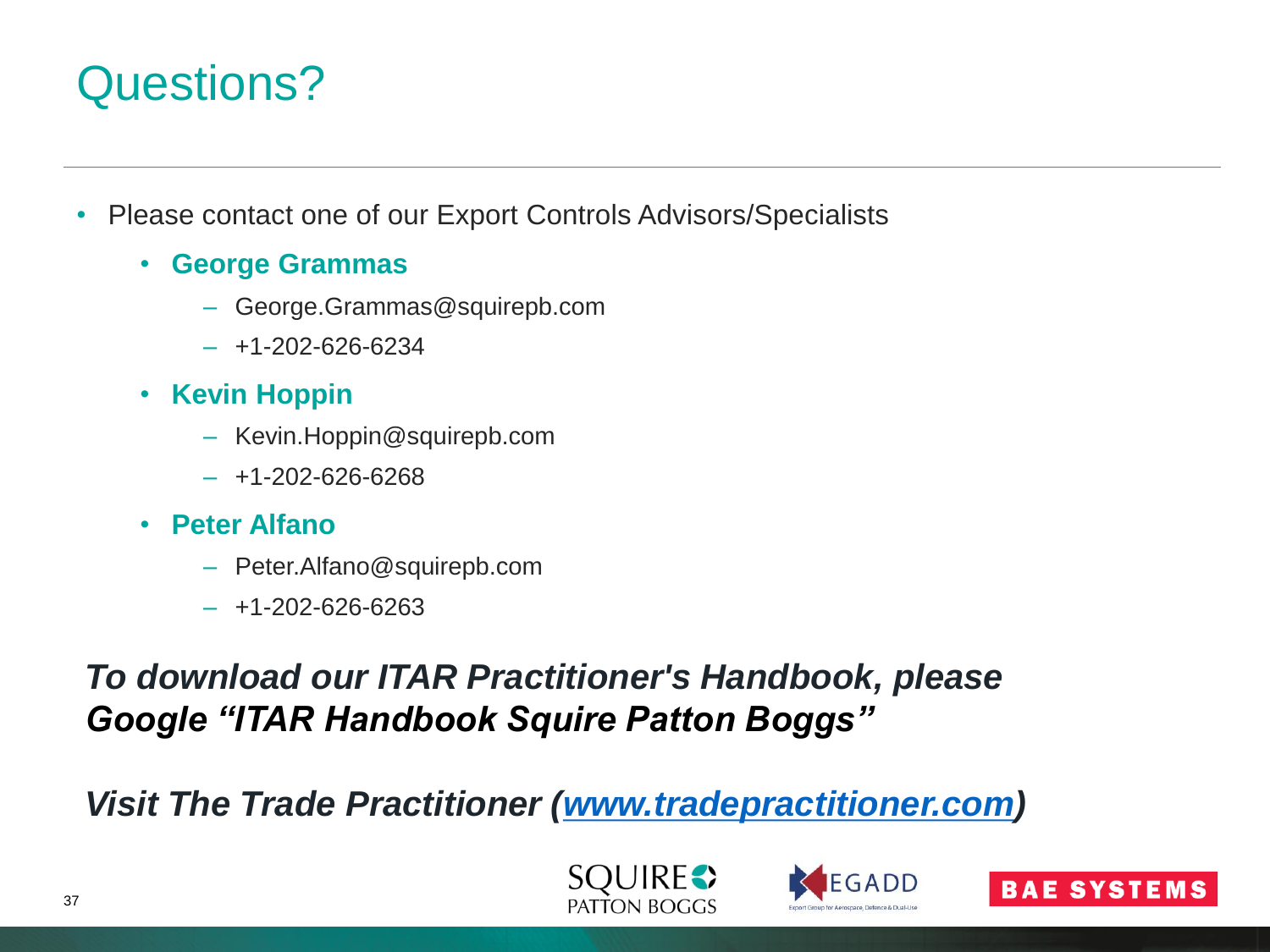# Questions?

- Please contact one of our Export Controls Advisors/Specialists
  - **George Grammas**
    - George.Grammas@squirepb.com
    - +1-202-626-6234
  - **Kevin Hoppin**
    - Kevin.Hoppin@squirepb.com
    - +1-202-626-6268
  - **Peter Alfano**
    - Peter.Alfano@squirepb.com
    - +1-202-626-6263

***To download our ITAR Practitioner's Handbook, please Google "ITAR Handbook Squire Patton Boggs"***

***Visit The Trade Practitioner ([www.tradepractitioner.com](http://www.tradepractitioner.com))***

SQUIRE PATTON BOGGS

EGADD
Export Group for Aerospace, Defence & Dual-Use

BAE SYSTEMS